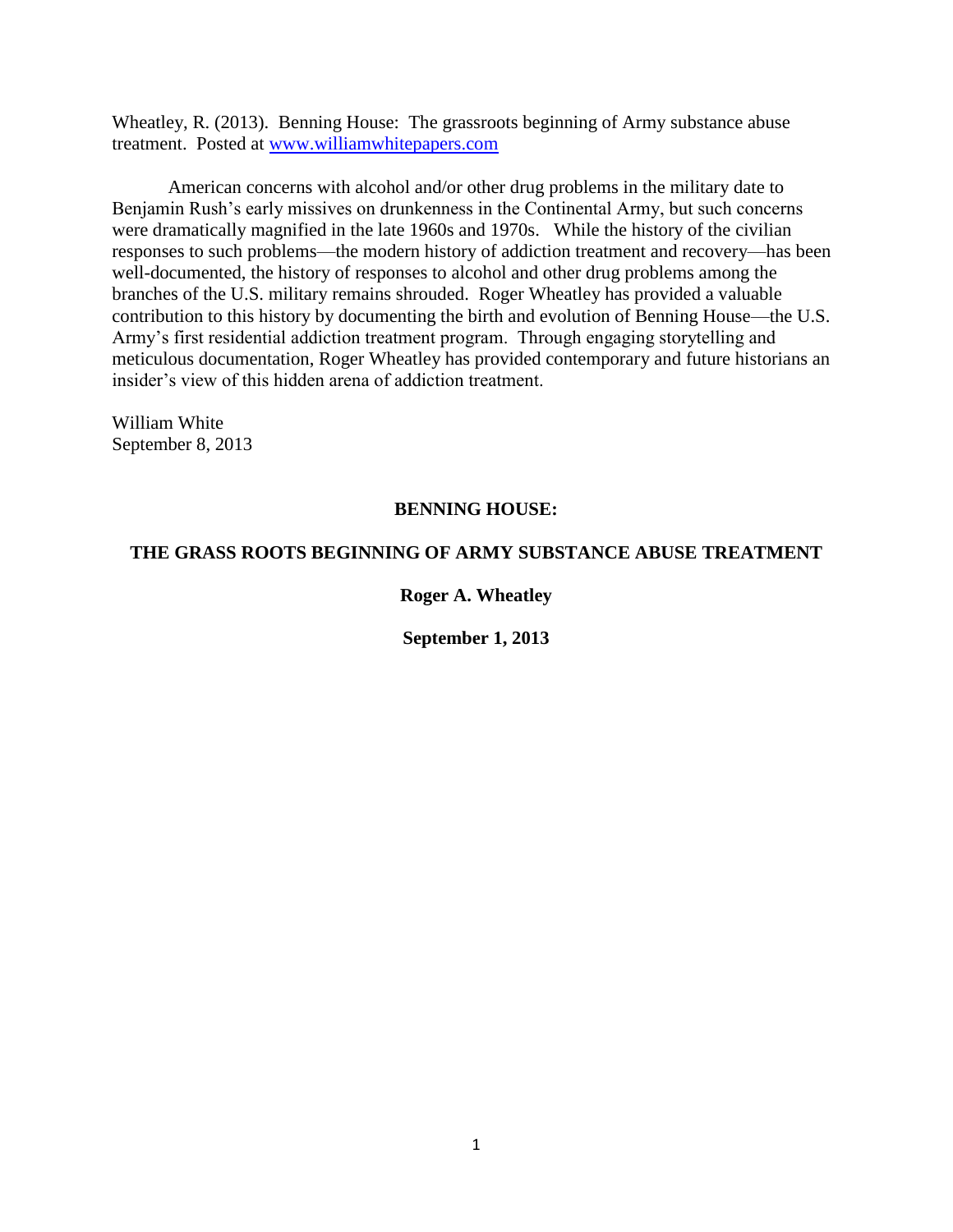Wheatley, R. (2013). Benning House: The grassroots beginning of Army substance abuse treatment. Posted at [www.williamwhitepapers.com](http://www.williamwhitepapers.com)

American concerns with alcohol and/or other drug problems in the military date to Benjamin Rush's early missives on drunkenness in the Continental Army, but such concerns were dramatically magnified in the late 1960s and 1970s. While the history of the civilian responses to such problems—the modern history of addiction treatment and recovery—has been well-documented, the history of responses to alcohol and other drug problems among the branches of the U.S. military remains shrouded. Roger Wheatley has provided a valuable contribution to this history by documenting the birth and evolution of Benning House—the U.S. Army's first residential addiction treatment program. Through engaging storytelling and meticulous documentation, Roger Wheatley has provided contemporary and future historians an insider's view of this hidden arena of addiction treatment.

William White
September 8, 2013

# BENNING HOUSE:

# THE GRASS ROOTS BEGINNING OF ARMY SUBSTANCE ABUSE TREATMENT

**Roger A. Wheatley**

**September 1, 2013**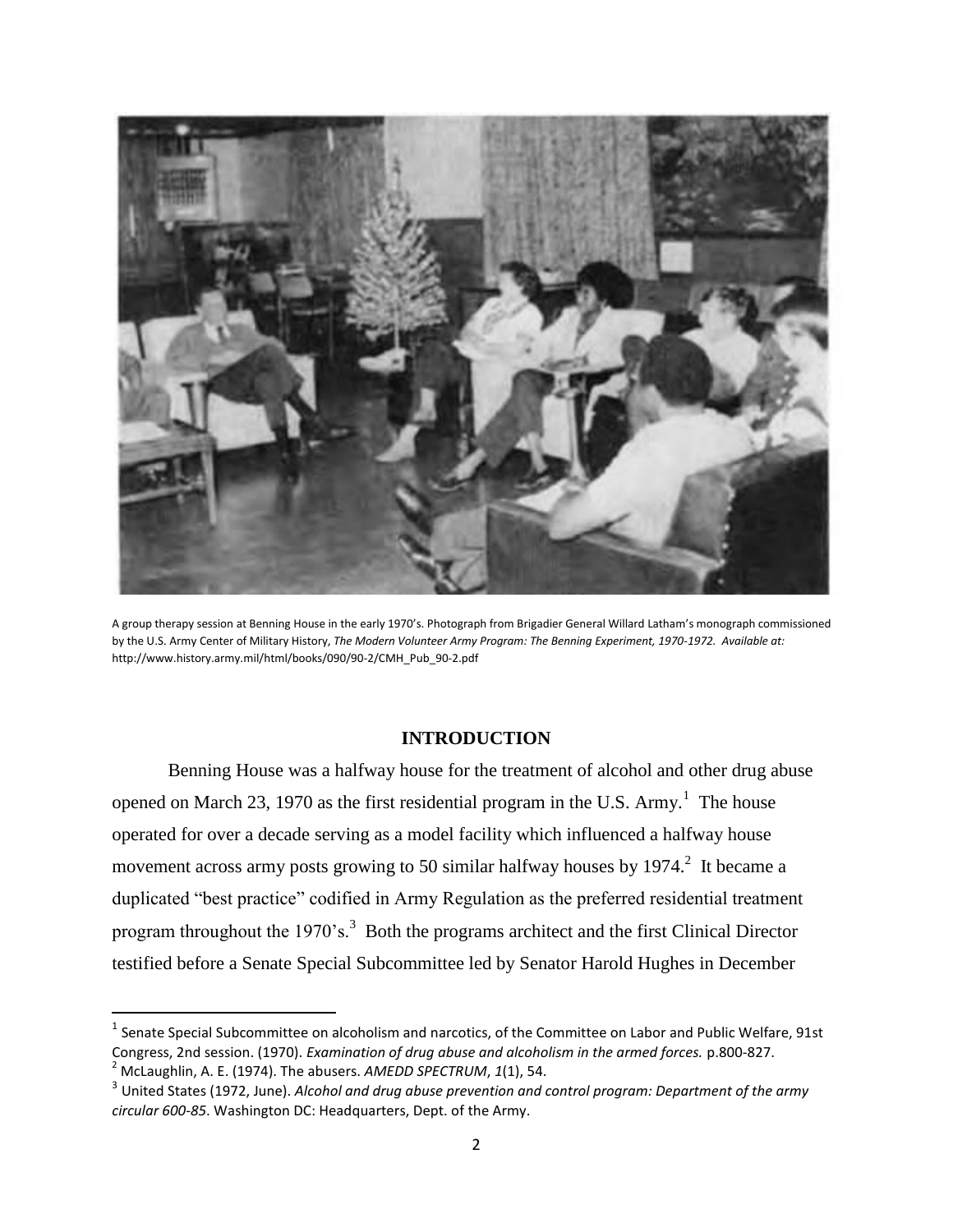A group therapy session at Benning House in the early 1970's. Photograph from Brigadier General Willard Latham's monograph commissioned by the U.S. Army Center of Military History, *The Modern Volunteer Army Program: The Benning Experiment, 1970-1972. Available at:* http://www.history.army.mil/html/books/090/90-2/CMH_Pub_90-2.pdf

## INTRODUCTION

Benning House was a halfway house for the treatment of alcohol and other drug abuse opened on March 23, 1970 as the first residential program in the U.S. Army.[1] The house operated for over a decade serving as a model facility which influenced a halfway house movement across army posts growing to 50 similar halfway houses by 1974.[2] It became a duplicated "best practice" codified in Army Regulation as the preferred residential treatment program throughout the 1970's.[3] Both the programs architect and the first Clinical Director testified before a Senate Special Subcommittee led by Senator Harold Hughes in December

---

[1] Senate Special Subcommittee on alcoholism and narcotics, of the Committee on Labor and Public Welfare, 91st Congress, 2nd session. (1970). *Examination of drug abuse and alcoholism in the armed forces.* p.800-827.

[2] McLaughlin, A. E. (1974). The abusers. *AMEDD SPECTRUM*, *1*(1), 54.

[3] United States (1972, June). *Alcohol and drug abuse prevention and control program: Department of the army circular 600-85*. Washington DC: Headquarters, Dept. of the Army.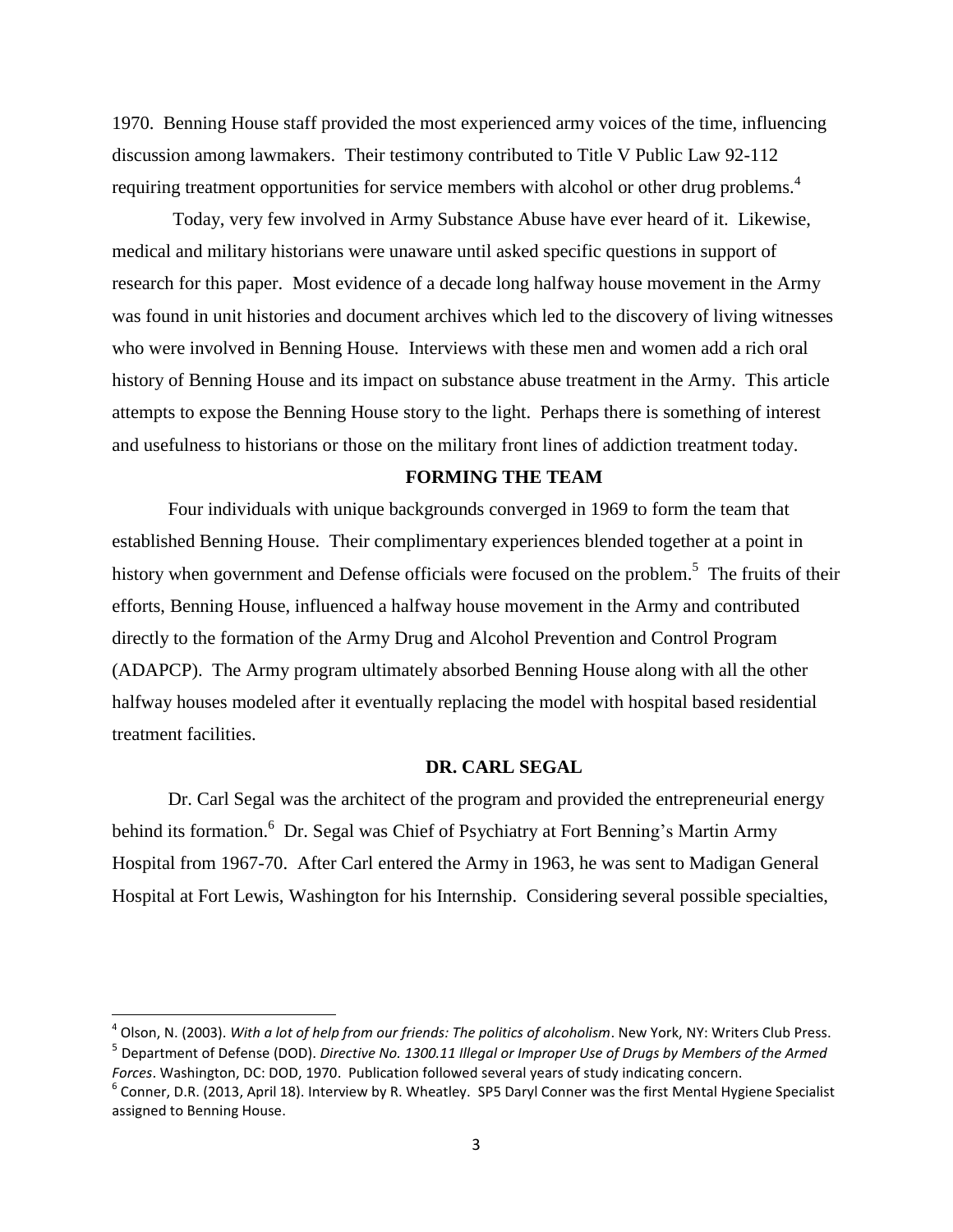1970. Benning House staff provided the most experienced army voices of the time, influencing discussion among lawmakers. Their testimony contributed to Title V Public Law 92-112 requiring treatment opportunities for service members with alcohol or other drug problems.[4]

Today, very few involved in Army Substance Abuse have ever heard of it. Likewise, medical and military historians were unaware until asked specific questions in support of research for this paper. Most evidence of a decade long halfway house movement in the Army was found in unit histories and document archives which led to the discovery of living witnesses who were involved in Benning House. Interviews with these men and women add a rich oral history of Benning House and its impact on substance abuse treatment in the Army. This article attempts to expose the Benning House story to the light. Perhaps there is something of interest and usefulness to historians or those on the military front lines of addiction treatment today.

## FORMING THE TEAM

Four individuals with unique backgrounds converged in 1969 to form the team that established Benning House. Their complimentary experiences blended together at a point in history when government and Defense officials were focused on the problem.[5] The fruits of their efforts, Benning House, influenced a halfway house movement in the Army and contributed directly to the formation of the Army Drug and Alcohol Prevention and Control Program (ADAPCP). The Army program ultimately absorbed Benning House along with all the other halfway houses modeled after it eventually replacing the model with hospital based residential treatment facilities.

## DR. CARL SEGAL

Dr. Carl Segal was the architect of the program and provided the entrepreneurial energy behind its formation.[6] Dr. Segal was Chief of Psychiatry at Fort Benning's Martin Army Hospital from 1967-70. After Carl entered the Army in 1963, he was sent to Madigan General Hospital at Fort Lewis, Washington for his Internship. Considering several possible specialties,

---

[4] Olson, N. (2003). *With a lot of help from our friends: The politics of alcoholism*. New York, NY: Writers Club Press.

[5] Department of Defense (DOD). *Directive No. 1300.11 Illegal or Improper Use of Drugs by Members of the Armed Forces*. Washington, DC: DOD, 1970. Publication followed several years of study indicating concern.

[6] Conner, D.R. (2013, April 18). Interview by R. Wheatley. SP5 Daryl Conner was the first Mental Hygiene Specialist assigned to Benning House.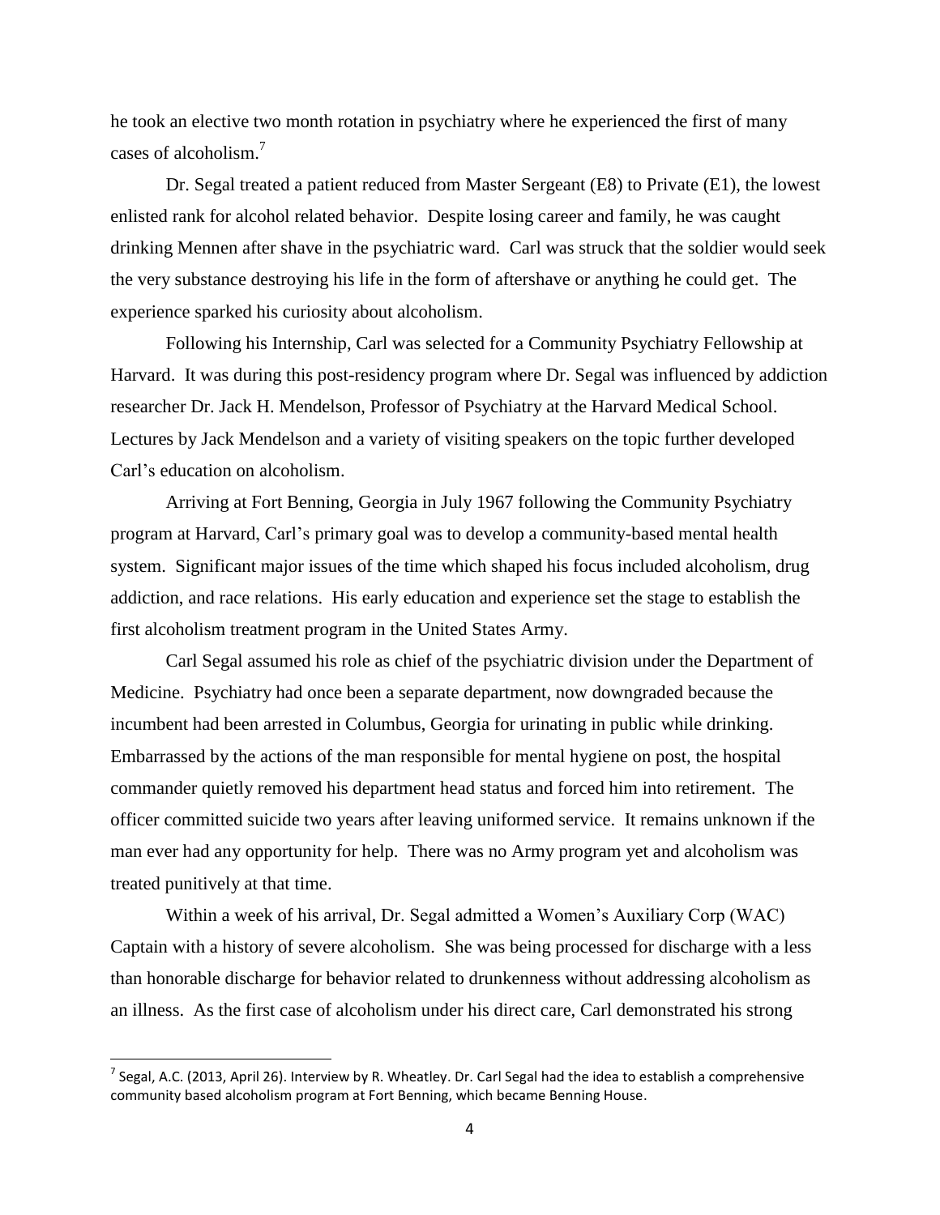he took an elective two month rotation in psychiatry where he experienced the first of many cases of alcoholism.[7]

Dr. Segal treated a patient reduced from Master Sergeant (E8) to Private (E1), the lowest enlisted rank for alcohol related behavior. Despite losing career and family, he was caught drinking Mennen after shave in the psychiatric ward. Carl was struck that the soldier would seek the very substance destroying his life in the form of aftershave or anything he could get. The experience sparked his curiosity about alcoholism.

Following his Internship, Carl was selected for a Community Psychiatry Fellowship at Harvard. It was during this post-residency program where Dr. Segal was influenced by addiction researcher Dr. Jack H. Mendelson, Professor of Psychiatry at the Harvard Medical School. Lectures by Jack Mendelson and a variety of visiting speakers on the topic further developed Carl's education on alcoholism.

Arriving at Fort Benning, Georgia in July 1967 following the Community Psychiatry program at Harvard, Carl's primary goal was to develop a community-based mental health system. Significant major issues of the time which shaped his focus included alcoholism, drug addiction, and race relations. His early education and experience set the stage to establish the first alcoholism treatment program in the United States Army.

Carl Segal assumed his role as chief of the psychiatric division under the Department of Medicine. Psychiatry had once been a separate department, now downgraded because the incumbent had been arrested in Columbus, Georgia for urinating in public while drinking. Embarrassed by the actions of the man responsible for mental hygiene on post, the hospital commander quietly removed his department head status and forced him into retirement. The officer committed suicide two years after leaving uniformed service. It remains unknown if the man ever had any opportunity for help. There was no Army program yet and alcoholism was treated punitively at that time.

Within a week of his arrival, Dr. Segal admitted a Women's Auxiliary Corp (WAC) Captain with a history of severe alcoholism. She was being processed for discharge with a less than honorable discharge for behavior related to drunkenness without addressing alcoholism as an illness. As the first case of alcoholism under his direct care, Carl demonstrated his strong

---

[7] Segal, A.C. (2013, April 26). Interview by R. Wheatley. Dr. Carl Segal had the idea to establish a comprehensive community based alcoholism program at Fort Benning, which became Benning House.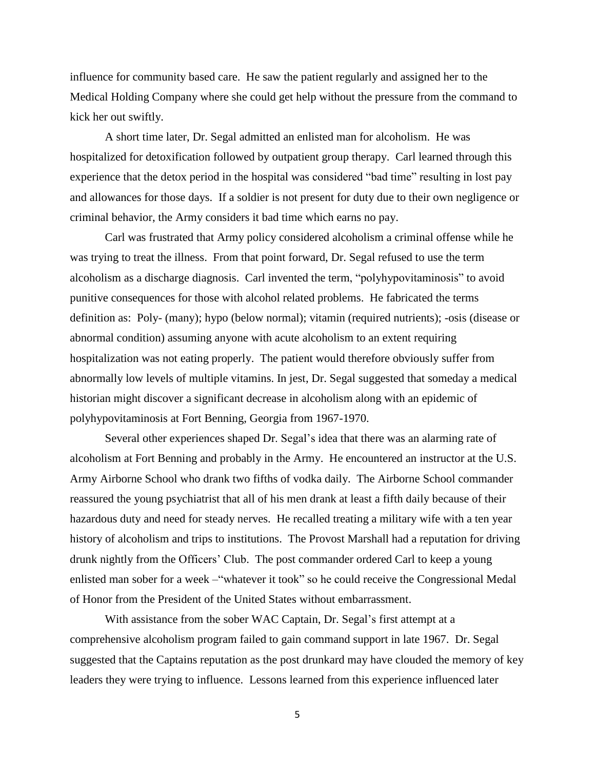influence for community based care. He saw the patient regularly and assigned her to the Medical Holding Company where she could get help without the pressure from the command to kick her out swiftly.

A short time later, Dr. Segal admitted an enlisted man for alcoholism. He was hospitalized for detoxification followed by outpatient group therapy. Carl learned through this experience that the detox period in the hospital was considered "bad time" resulting in lost pay and allowances for those days. If a soldier is not present for duty due to their own negligence or criminal behavior, the Army considers it bad time which earns no pay.

Carl was frustrated that Army policy considered alcoholism a criminal offense while he was trying to treat the illness. From that point forward, Dr. Segal refused to use the term alcoholism as a discharge diagnosis. Carl invented the term, "polyhypovitaminosis" to avoid punitive consequences for those with alcohol related problems. He fabricated the terms definition as: Poly- (many); hypo (below normal); vitamin (required nutrients); -osis (disease or abnormal condition) assuming anyone with acute alcoholism to an extent requiring hospitalization was not eating properly. The patient would therefore obviously suffer from abnormally low levels of multiple vitamins. In jest, Dr. Segal suggested that someday a medical historian might discover a significant decrease in alcoholism along with an epidemic of polyhypovitaminosis at Fort Benning, Georgia from 1967-1970.

Several other experiences shaped Dr. Segal's idea that there was an alarming rate of alcoholism at Fort Benning and probably in the Army. He encountered an instructor at the U.S. Army Airborne School who drank two fifths of vodka daily. The Airborne School commander reassured the young psychiatrist that all of his men drank at least a fifth daily because of their hazardous duty and need for steady nerves. He recalled treating a military wife with a ten year history of alcoholism and trips to institutions. The Provost Marshall had a reputation for driving drunk nightly from the Officers' Club. The post commander ordered Carl to keep a young enlisted man sober for a week –"whatever it took" so he could receive the Congressional Medal of Honor from the President of the United States without embarrassment.

With assistance from the sober WAC Captain, Dr. Segal's first attempt at a comprehensive alcoholism program failed to gain command support in late 1967. Dr. Segal suggested that the Captains reputation as the post drunkard may have clouded the memory of key leaders they were trying to influence. Lessons learned from this experience influenced later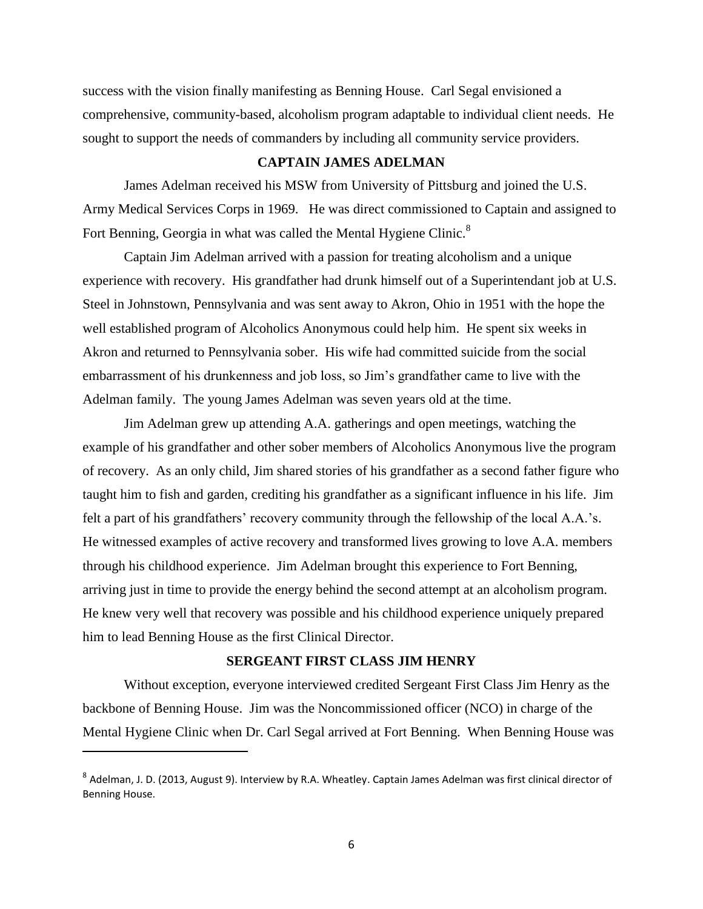success with the vision finally manifesting as Benning House. Carl Segal envisioned a comprehensive, community-based, alcoholism program adaptable to individual client needs. He sought to support the needs of commanders by including all community service providers.

## CAPTAIN JAMES ADELMAN

James Adelman received his MSW from University of Pittsburg and joined the U.S. Army Medical Services Corps in 1969. He was direct commissioned to Captain and assigned to Fort Benning, Georgia in what was called the Mental Hygiene Clinic.[8]

Captain Jim Adelman arrived with a passion for treating alcoholism and a unique experience with recovery. His grandfather had drunk himself out of a Superintendant job at U.S. Steel in Johnstown, Pennsylvania and was sent away to Akron, Ohio in 1951 with the hope the well established program of Alcoholics Anonymous could help him. He spent six weeks in Akron and returned to Pennsylvania sober. His wife had committed suicide from the social embarrassment of his drunkenness and job loss, so Jim's grandfather came to live with the Adelman family. The young James Adelman was seven years old at the time.

Jim Adelman grew up attending A.A. gatherings and open meetings, watching the example of his grandfather and other sober members of Alcoholics Anonymous live the program of recovery. As an only child, Jim shared stories of his grandfather as a second father figure who taught him to fish and garden, crediting his grandfather as a significant influence in his life. Jim felt a part of his grandfathers' recovery community through the fellowship of the local A.A.'s. He witnessed examples of active recovery and transformed lives growing to love A.A. members through his childhood experience. Jim Adelman brought this experience to Fort Benning, arriving just in time to provide the energy behind the second attempt at an alcoholism program. He knew very well that recovery was possible and his childhood experience uniquely prepared him to lead Benning House as the first Clinical Director.

## SERGEANT FIRST CLASS JIM HENRY

Without exception, everyone interviewed credited Sergeant First Class Jim Henry as the backbone of Benning House. Jim was the Noncommissioned officer (NCO) in charge of the Mental Hygiene Clinic when Dr. Carl Segal arrived at Fort Benning. When Benning House was

---

[8] Adelman, J. D. (2013, August 9). Interview by R.A. Wheatley. Captain James Adelman was first clinical director of Benning House.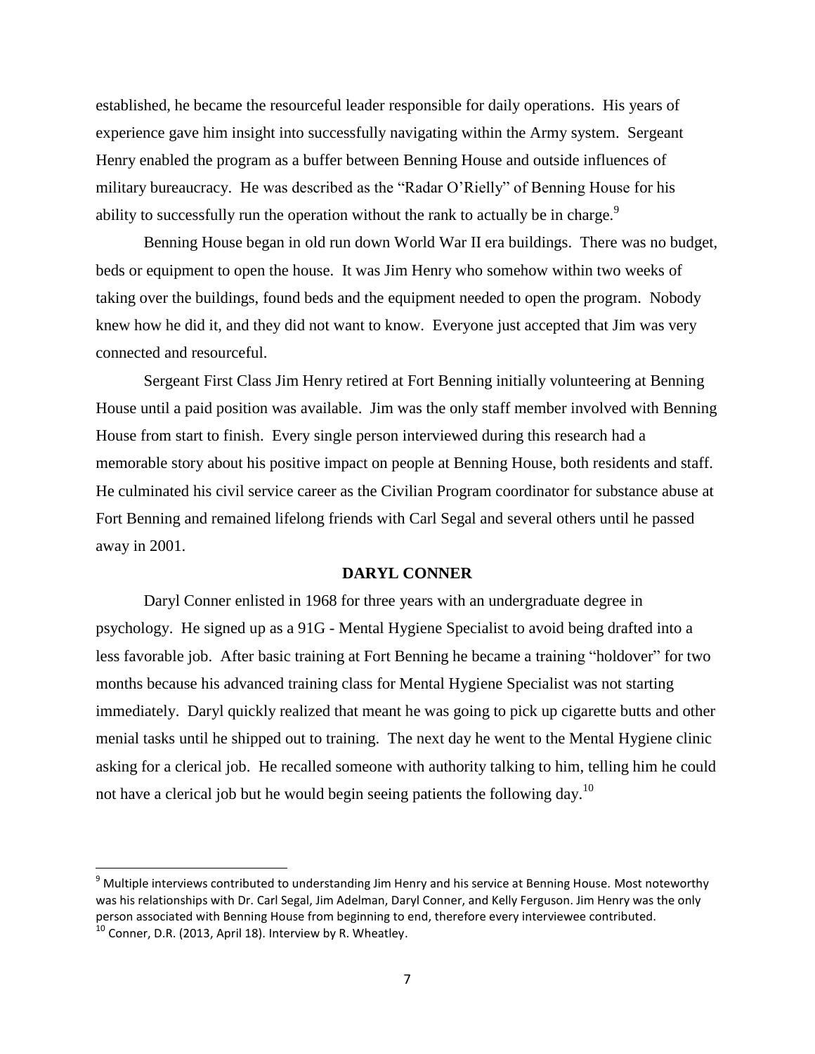established, he became the resourceful leader responsible for daily operations. His years of experience gave him insight into successfully navigating within the Army system. Sergeant Henry enabled the program as a buffer between Benning House and outside influences of military bureaucracy. He was described as the "Radar O'Rielly" of Benning House for his ability to successfully run the operation without the rank to actually be in charge.[9]

Benning House began in old run down World War II era buildings. There was no budget, beds or equipment to open the house. It was Jim Henry who somehow within two weeks of taking over the buildings, found beds and the equipment needed to open the program. Nobody knew how he did it, and they did not want to know. Everyone just accepted that Jim was very connected and resourceful.

Sergeant First Class Jim Henry retired at Fort Benning initially volunteering at Benning House until a paid position was available. Jim was the only staff member involved with Benning House from start to finish. Every single person interviewed during this research had a memorable story about his positive impact on people at Benning House, both residents and staff. He culminated his civil service career as the Civilian Program coordinator for substance abuse at Fort Benning and remained lifelong friends with Carl Segal and several others until he passed away in 2001.

## DARYL CONNER

Daryl Conner enlisted in 1968 for three years with an undergraduate degree in psychology. He signed up as a 91G - Mental Hygiene Specialist to avoid being drafted into a less favorable job. After basic training at Fort Benning he became a training "holdover" for two months because his advanced training class for Mental Hygiene Specialist was not starting immediately. Daryl quickly realized that meant he was going to pick up cigarette butts and other menial tasks until he shipped out to training. The next day he went to the Mental Hygiene clinic asking for a clerical job. He recalled someone with authority talking to him, telling him he could not have a clerical job but he would begin seeing patients the following day.[10]

---

[9] Multiple interviews contributed to understanding Jim Henry and his service at Benning House. Most noteworthy was his relationships with Dr. Carl Segal, Jim Adelman, Daryl Conner, and Kelly Ferguson. Jim Henry was the only person associated with Benning House from beginning to end, therefore every interviewee contributed.

[10] Conner, D.R. (2013, April 18). Interview by R. Wheatley.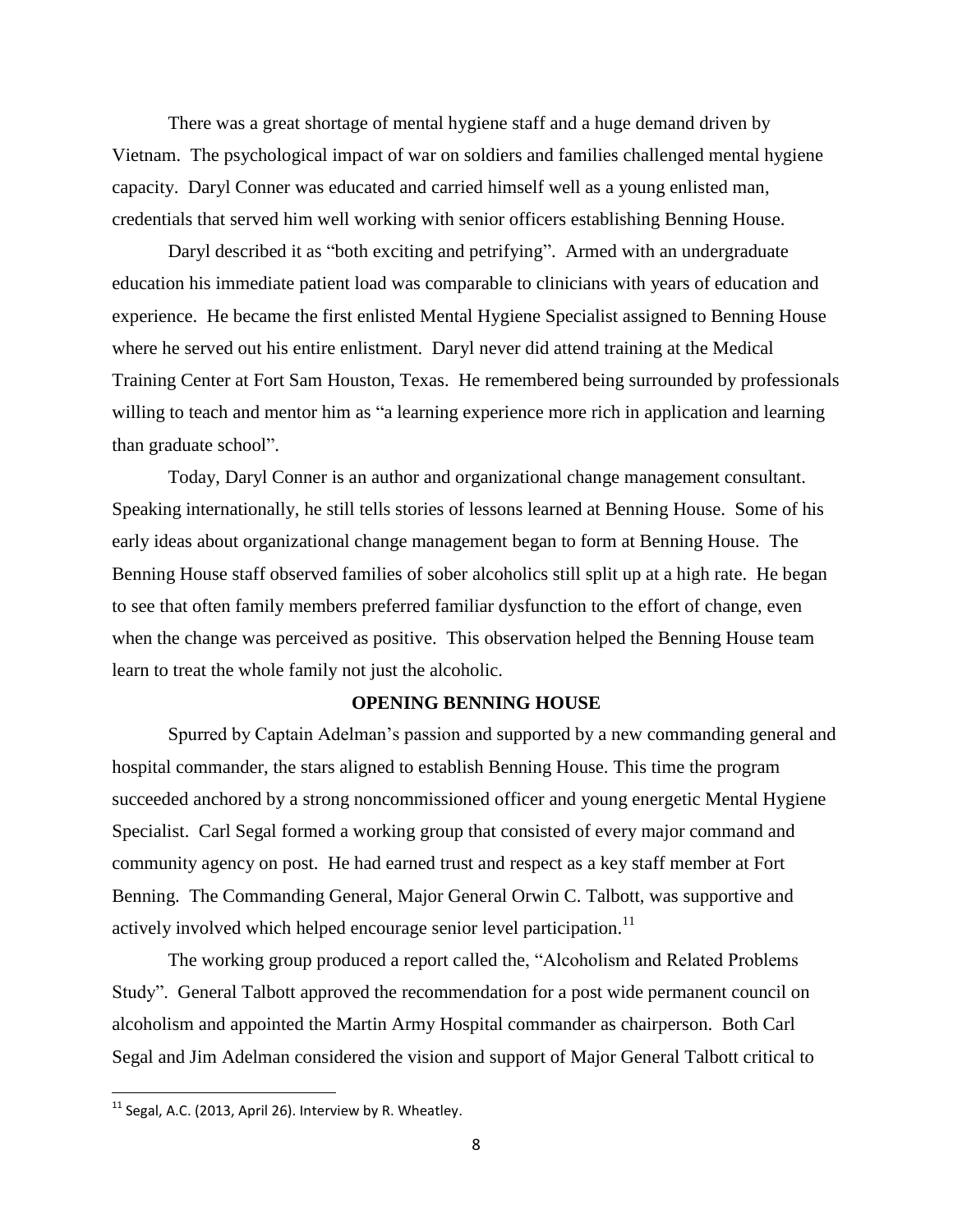There was a great shortage of mental hygiene staff and a huge demand driven by Vietnam. The psychological impact of war on soldiers and families challenged mental hygiene capacity. Daryl Conner was educated and carried himself well as a young enlisted man, credentials that served him well working with senior officers establishing Benning House.

Daryl described it as "both exciting and petrifying". Armed with an undergraduate education his immediate patient load was comparable to clinicians with years of education and experience. He became the first enlisted Mental Hygiene Specialist assigned to Benning House where he served out his entire enlistment. Daryl never did attend training at the Medical Training Center at Fort Sam Houston, Texas. He remembered being surrounded by professionals willing to teach and mentor him as "a learning experience more rich in application and learning than graduate school".

Today, Daryl Conner is an author and organizational change management consultant. Speaking internationally, he still tells stories of lessons learned at Benning House. Some of his early ideas about organizational change management began to form at Benning House. The Benning House staff observed families of sober alcoholics still split up at a high rate. He began to see that often family members preferred familiar dysfunction to the effort of change, even when the change was perceived as positive. This observation helped the Benning House team learn to treat the whole family not just the alcoholic.

**OPENING BENNING HOUSE**

Spurred by Captain Adelman's passion and supported by a new commanding general and hospital commander, the stars aligned to establish Benning House. This time the program succeeded anchored by a strong noncommissioned officer and young energetic Mental Hygiene Specialist. Carl Segal formed a working group that consisted of every major command and community agency on post. He had earned trust and respect as a key staff member at Fort Benning. The Commanding General, Major General Orwin C. Talbott, was supportive and actively involved which helped encourage senior level participation.[11]

The working group produced a report called the, "Alcoholism and Related Problems Study". General Talbott approved the recommendation for a post wide permanent council on alcoholism and appointed the Martin Army Hospital commander as chairperson. Both Carl Segal and Jim Adelman considered the vision and support of Major General Talbott critical to

[11] Segal, A.C. (2013, April 26). Interview by R. Wheatley.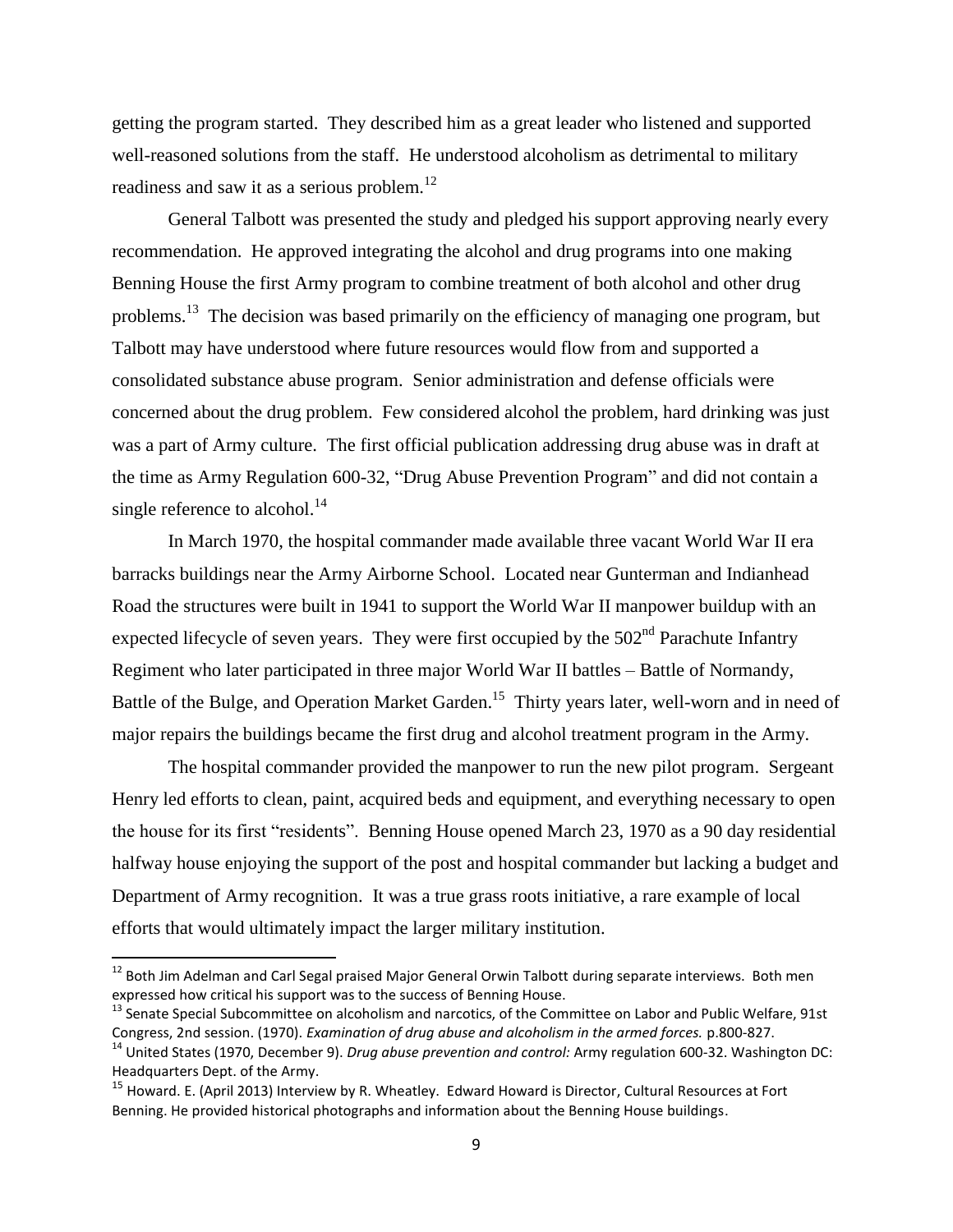getting the program started. They described him as a great leader who listened and supported well-reasoned solutions from the staff. He understood alcoholism as detrimental to military readiness and saw it as a serious problem.[12]

General Talbott was presented the study and pledged his support approving nearly every recommendation. He approved integrating the alcohol and drug programs into one making Benning House the first Army program to combine treatment of both alcohol and other drug problems.[13] The decision was based primarily on the efficiency of managing one program, but Talbott may have understood where future resources would flow from and supported a consolidated substance abuse program. Senior administration and defense officials were concerned about the drug problem. Few considered alcohol the problem, hard drinking was just was a part of Army culture. The first official publication addressing drug abuse was in draft at the time as Army Regulation 600-32, "Drug Abuse Prevention Program" and did not contain a single reference to alcohol.[14]

In March 1970, the hospital commander made available three vacant World War II era barracks buildings near the Army Airborne School. Located near Gunterman and Indianhead Road the structures were built in 1941 to support the World War II manpower buildup with an expected lifecycle of seven years. They were first occupied by the 502nd Parachute Infantry Regiment who later participated in three major World War II battles – Battle of Normandy, Battle of the Bulge, and Operation Market Garden.[15] Thirty years later, well-worn and in need of major repairs the buildings became the first drug and alcohol treatment program in the Army.

The hospital commander provided the manpower to run the new pilot program. Sergeant Henry led efforts to clean, paint, acquired beds and equipment, and everything necessary to open the house for its first "residents". Benning House opened March 23, 1970 as a 90 day residential halfway house enjoying the support of the post and hospital commander but lacking a budget and Department of Army recognition. It was a true grass roots initiative, a rare example of local efforts that would ultimately impact the larger military institution.

---

[12] Both Jim Adelman and Carl Segal praised Major General Orwin Talbott during separate interviews. Both men expressed how critical his support was to the success of Benning House.

[13] Senate Special Subcommittee on alcoholism and narcotics, of the Committee on Labor and Public Welfare, 91st Congress, 2nd session. (1970). *Examination of drug abuse and alcoholism in the armed forces.* p.800-827.

[14] United States (1970, December 9). *Drug abuse prevention and control:* Army regulation 600-32. Washington DC: Headquarters Dept. of the Army.

[15] Howard. E. (April 2013) Interview by R. Wheatley. Edward Howard is Director, Cultural Resources at Fort Benning. He provided historical photographs and information about the Benning House buildings.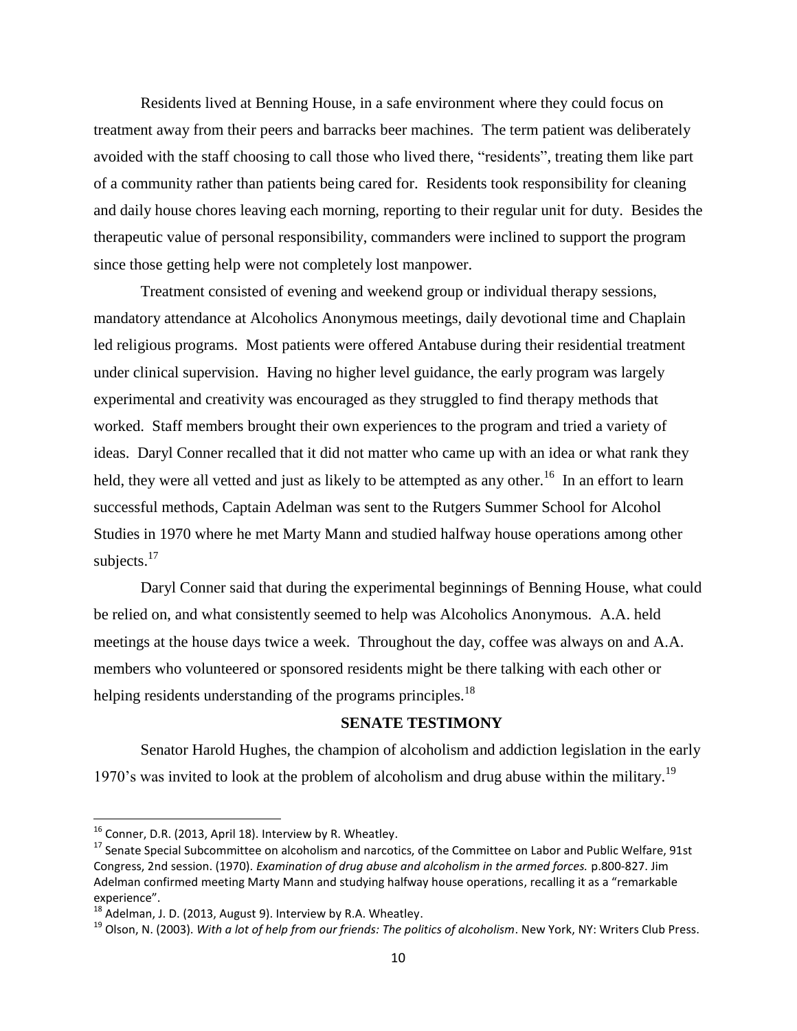Residents lived at Benning House, in a safe environment where they could focus on treatment away from their peers and barracks beer machines. The term patient was deliberately avoided with the staff choosing to call those who lived there, "residents", treating them like part of a community rather than patients being cared for. Residents took responsibility for cleaning and daily house chores leaving each morning, reporting to their regular unit for duty. Besides the therapeutic value of personal responsibility, commanders were inclined to support the program since those getting help were not completely lost manpower.

Treatment consisted of evening and weekend group or individual therapy sessions, mandatory attendance at Alcoholics Anonymous meetings, daily devotional time and Chaplain led religious programs. Most patients were offered Antabuse during their residential treatment under clinical supervision. Having no higher level guidance, the early program was largely experimental and creativity was encouraged as they struggled to find therapy methods that worked. Staff members brought their own experiences to the program and tried a variety of ideas. Daryl Conner recalled that it did not matter who came up with an idea or what rank they held, they were all vetted and just as likely to be attempted as any other.[16] In an effort to learn successful methods, Captain Adelman was sent to the Rutgers Summer School for Alcohol Studies in 1970 where he met Marty Mann and studied halfway house operations among other subjects.[17]

Daryl Conner said that during the experimental beginnings of Benning House, what could be relied on, and what consistently seemed to help was Alcoholics Anonymous. A.A. held meetings at the house days twice a week. Throughout the day, coffee was always on and A.A. members who volunteered or sponsored residents might be there talking with each other or helping residents understanding of the programs principles.[18]

## SENATE TESTIMONY

Senator Harold Hughes, the champion of alcoholism and addiction legislation in the early 1970's was invited to look at the problem of alcoholism and drug abuse within the military.[19]

---

[16] Conner, D.R. (2013, April 18). Interview by R. Wheatley.

[17] Senate Special Subcommittee on alcoholism and narcotics, of the Committee on Labor and Public Welfare, 91st Congress, 2nd session. (1970). *Examination of drug abuse and alcoholism in the armed forces.* p.800-827. Jim Adelman confirmed meeting Marty Mann and studying halfway house operations, recalling it as a "remarkable experience".

[18] Adelman, J. D. (2013, August 9). Interview by R.A. Wheatley.

[19] Olson, N. (2003). *With a lot of help from our friends: The politics of alcoholism*. New York, NY: Writers Club Press.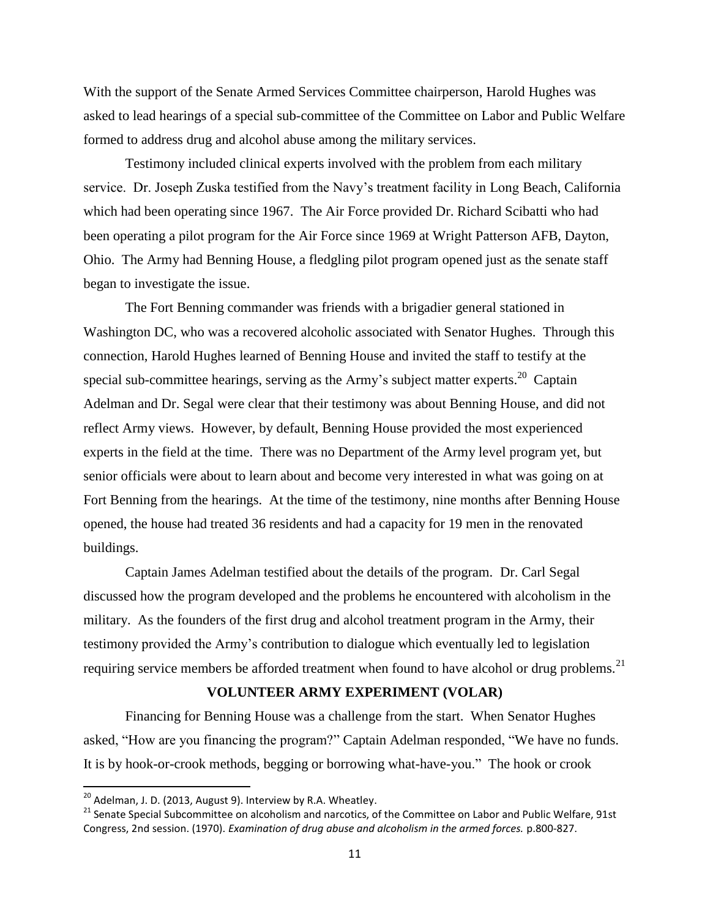With the support of the Senate Armed Services Committee chairperson, Harold Hughes was asked to lead hearings of a special sub-committee of the Committee on Labor and Public Welfare formed to address drug and alcohol abuse among the military services.

Testimony included clinical experts involved with the problem from each military service. Dr. Joseph Zuska testified from the Navy's treatment facility in Long Beach, California which had been operating since 1967. The Air Force provided Dr. Richard Scibatti who had been operating a pilot program for the Air Force since 1969 at Wright Patterson AFB, Dayton, Ohio. The Army had Benning House, a fledgling pilot program opened just as the senate staff began to investigate the issue.

The Fort Benning commander was friends with a brigadier general stationed in Washington DC, who was a recovered alcoholic associated with Senator Hughes. Through this connection, Harold Hughes learned of Benning House and invited the staff to testify at the special sub-committee hearings, serving as the Army's subject matter experts.[20] Captain Adelman and Dr. Segal were clear that their testimony was about Benning House, and did not reflect Army views. However, by default, Benning House provided the most experienced experts in the field at the time. There was no Department of the Army level program yet, but senior officials were about to learn about and become very interested in what was going on at Fort Benning from the hearings. At the time of the testimony, nine months after Benning House opened, the house had treated 36 residents and had a capacity for 19 men in the renovated buildings.

Captain James Adelman testified about the details of the program. Dr. Carl Segal discussed how the program developed and the problems he encountered with alcoholism in the military. As the founders of the first drug and alcohol treatment program in the Army, their testimony provided the Army's contribution to dialogue which eventually led to legislation requiring service members be afforded treatment when found to have alcohol or drug problems.[21]

## VOLUNTEER ARMY EXPERIMENT (VOLAR)

Financing for Benning House was a challenge from the start. When Senator Hughes asked, "How are you financing the program?" Captain Adelman responded, "We have no funds. It is by hook-or-crook methods, begging or borrowing what-have-you." The hook or crook

---

[20] Adelman, J. D. (2013, August 9). Interview by R.A. Wheatley.

[21] Senate Special Subcommittee on alcoholism and narcotics, of the Committee on Labor and Public Welfare, 91st Congress, 2nd session. (1970). *Examination of drug abuse and alcoholism in the armed forces.* p.800-827.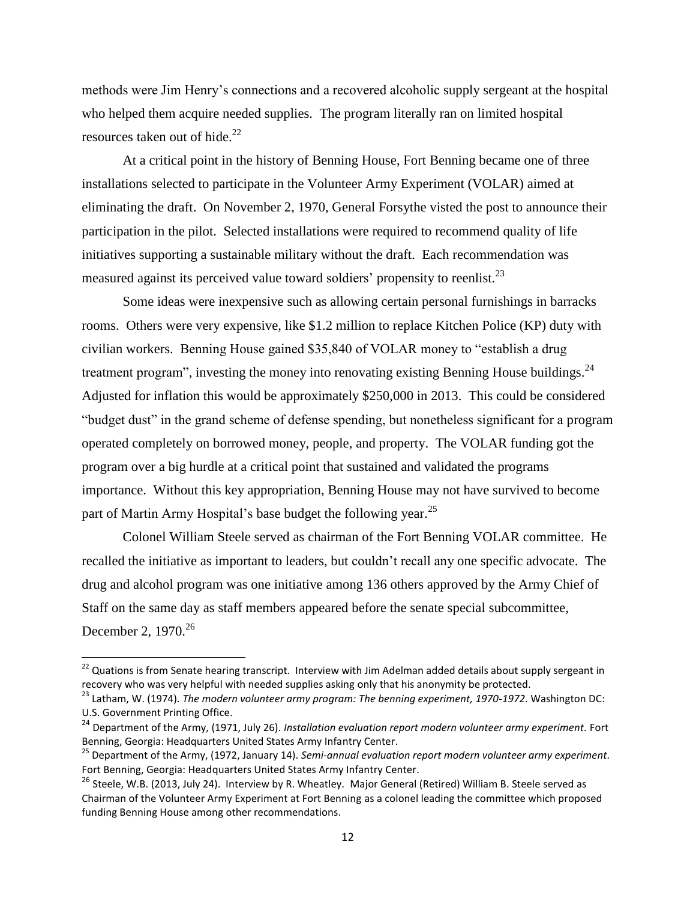methods were Jim Henry's connections and a recovered alcoholic supply sergeant at the hospital who helped them acquire needed supplies. The program literally ran on limited hospital resources taken out of hide.[22]

At a critical point in the history of Benning House, Fort Benning became one of three installations selected to participate in the Volunteer Army Experiment (VOLAR) aimed at eliminating the draft. On November 2, 1970, General Forsythe visted the post to announce their participation in the pilot. Selected installations were required to recommend quality of life initiatives supporting a sustainable military without the draft. Each recommendation was measured against its perceived value toward soldiers' propensity to reenlist.[23]

Some ideas were inexpensive such as allowing certain personal furnishings in barracks rooms. Others were very expensive, like $1.2 million to replace Kitchen Police (KP) duty with civilian workers. Benning House gained $35,840 of VOLAR money to "establish a drug treatment program", investing the money into renovating existing Benning House buildings.[24] Adjusted for inflation this would be approximately $250,000 in 2013. This could be considered "budget dust" in the grand scheme of defense spending, but nonetheless significant for a program operated completely on borrowed money, people, and property. The VOLAR funding got the program over a big hurdle at a critical point that sustained and validated the programs importance. Without this key appropriation, Benning House may not have survived to become part of Martin Army Hospital's base budget the following year.[25]

Colonel William Steele served as chairman of the Fort Benning VOLAR committee. He recalled the initiative as important to leaders, but couldn't recall any one specific advocate. The drug and alcohol program was one initiative among 136 others approved by the Army Chief of Staff on the same day as staff members appeared before the senate special subcommittee, December 2, 1970.[26]

---

[22] Quations is from Senate hearing transcript. Interview with Jim Adelman added details about supply sergeant in recovery who was very helpful with needed supplies asking only that his anonymity be protected.

[23] Latham, W. (1974). *The modern volunteer army program: The benning experiment, 1970-1972*. Washington DC: U.S. Government Printing Office.

[24] Department of the Army, (1971, July 26). *Installation evaluation report modern volunteer army experiment*. Fort Benning, Georgia: Headquarters United States Army Infantry Center.

[25] Department of the Army, (1972, January 14). *Semi-annual evaluation report modern volunteer army experiment.* Fort Benning, Georgia: Headquarters United States Army Infantry Center.

[26] Steele, W.B. (2013, July 24). Interview by R. Wheatley. Major General (Retired) William B. Steele served as Chairman of the Volunteer Army Experiment at Fort Benning as a colonel leading the committee which proposed funding Benning House among other recommendations.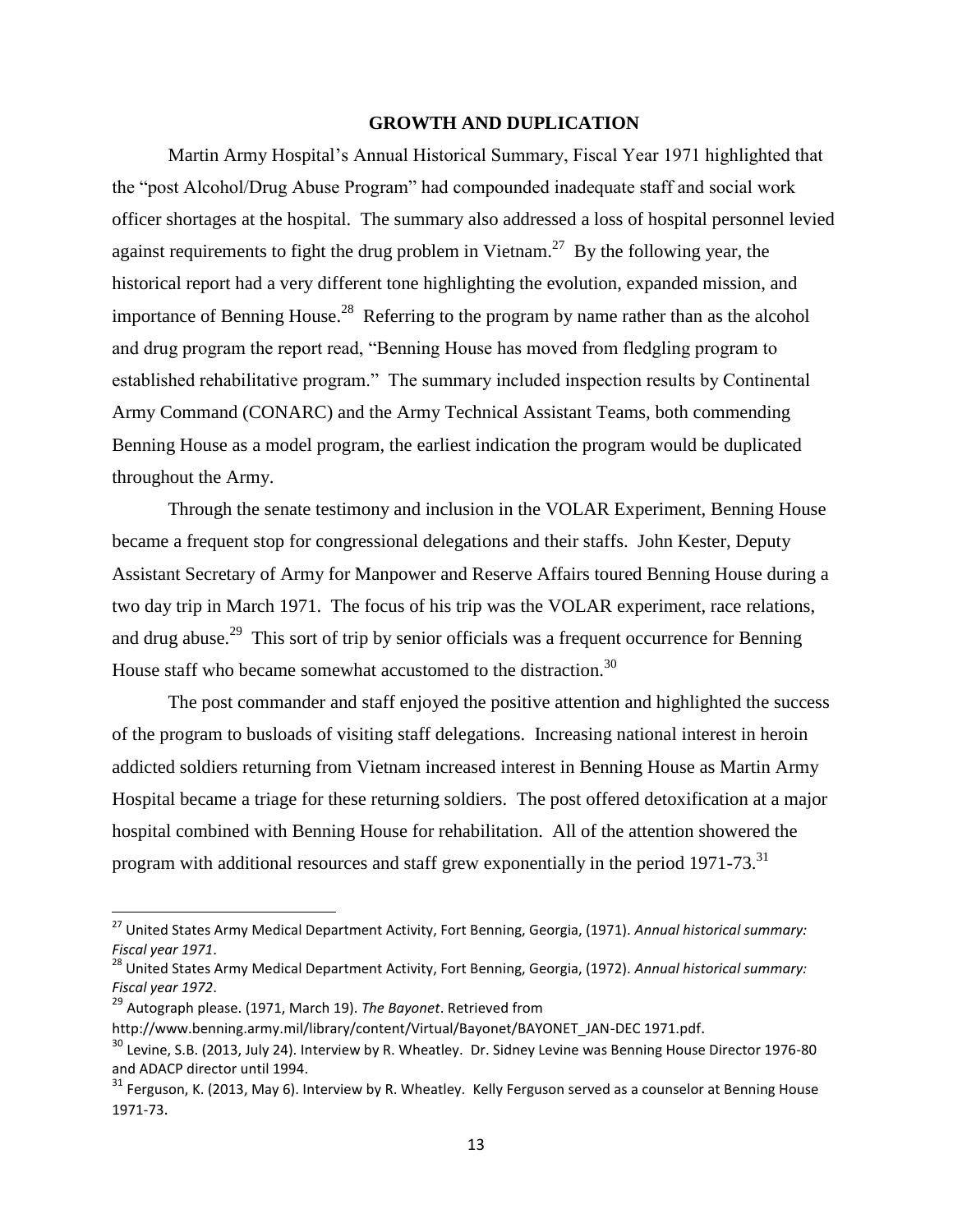## GROWTH AND DUPLICATION

Martin Army Hospital's Annual Historical Summary, Fiscal Year 1971 highlighted that the "post Alcohol/Drug Abuse Program" had compounded inadequate staff and social work officer shortages at the hospital. The summary also addressed a loss of hospital personnel levied against requirements to fight the drug problem in Vietnam.[27] By the following year, the historical report had a very different tone highlighting the evolution, expanded mission, and importance of Benning House.[28] Referring to the program by name rather than as the alcohol and drug program the report read, "Benning House has moved from fledgling program to established rehabilitative program." The summary included inspection results by Continental Army Command (CONARC) and the Army Technical Assistant Teams, both commending Benning House as a model program, the earliest indication the program would be duplicated throughout the Army.

Through the senate testimony and inclusion in the VOLAR Experiment, Benning House became a frequent stop for congressional delegations and their staffs. John Kester, Deputy Assistant Secretary of Army for Manpower and Reserve Affairs toured Benning House during a two day trip in March 1971. The focus of his trip was the VOLAR experiment, race relations, and drug abuse.[29] This sort of trip by senior officials was a frequent occurrence for Benning House staff who became somewhat accustomed to the distraction.[30]

The post commander and staff enjoyed the positive attention and highlighted the success of the program to busloads of visiting staff delegations. Increasing national interest in heroin addicted soldiers returning from Vietnam increased interest in Benning House as Martin Army Hospital became a triage for these returning soldiers. The post offered detoxification at a major hospital combined with Benning House for rehabilitation. All of the attention showered the program with additional resources and staff grew exponentially in the period 1971-73.[31]

---

[27] United States Army Medical Department Activity, Fort Benning, Georgia, (1971). *Annual historical summary: Fiscal year 1971*.

[28] United States Army Medical Department Activity, Fort Benning, Georgia, (1972). *Annual historical summary: Fiscal year 1972*.

[29] Autograph please. (1971, March 19). *The Bayonet*. Retrieved from http://www.benning.army.mil/library/content/Virtual/Bayonet/BAYONET_JAN-DEC 1971.pdf.

[30] Levine, S.B. (2013, July 24). Interview by R. Wheatley. Dr. Sidney Levine was Benning House Director 1976-80 and ADACP director until 1994.

[31] Ferguson, K. (2013, May 6). Interview by R. Wheatley. Kelly Ferguson served as a counselor at Benning House 1971-73.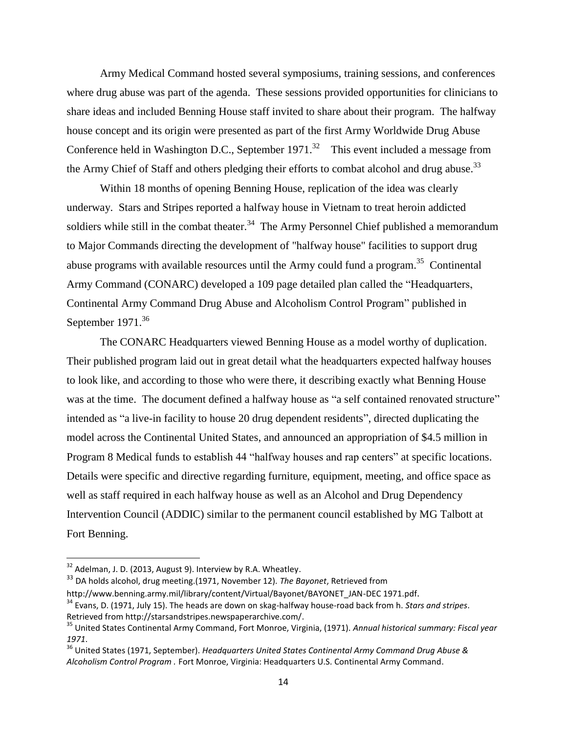Army Medical Command hosted several symposiums, training sessions, and conferences where drug abuse was part of the agenda. These sessions provided opportunities for clinicians to share ideas and included Benning House staff invited to share about their program. The halfway house concept and its origin were presented as part of the first Army Worldwide Drug Abuse Conference held in Washington D.C., September 1971.[32] This event included a message from the Army Chief of Staff and others pledging their efforts to combat alcohol and drug abuse.[33]

Within 18 months of opening Benning House, replication of the idea was clearly underway. Stars and Stripes reported a halfway house in Vietnam to treat heroin addicted soldiers while still in the combat theater.[34] The Army Personnel Chief published a memorandum to Major Commands directing the development of "halfway house" facilities to support drug abuse programs with available resources until the Army could fund a program.[35] Continental Army Command (CONARC) developed a 109 page detailed plan called the "Headquarters, Continental Army Command Drug Abuse and Alcoholism Control Program" published in September 1971.[36]

The CONARC Headquarters viewed Benning House as a model worthy of duplication. Their published program laid out in great detail what the headquarters expected halfway houses to look like, and according to those who were there, it describing exactly what Benning House was at the time. The document defined a halfway house as "a self contained renovated structure" intended as "a live-in facility to house 20 drug dependent residents", directed duplicating the model across the Continental United States, and announced an appropriation of $4.5 million in Program 8 Medical funds to establish 44 "halfway houses and rap centers" at specific locations. Details were specific and directive regarding furniture, equipment, meeting, and office space as well as staff required in each halfway house as well as an Alcohol and Drug Dependency Intervention Council (ADDIC) similar to the permanent council established by MG Talbott at Fort Benning.

---

[32] Adelman, J. D. (2013, August 9). Interview by R.A. Wheatley.

[33] DA holds alcohol, drug meeting.(1971, November 12). *The Bayonet*, Retrieved from http://www.benning.army.mil/library/content/Virtual/Bayonet/BAYONET_JAN-DEC 1971.pdf.

[34] Evans, D. (1971, July 15). The heads are down on skag-halfway house-road back from h. *Stars and stripes*. Retrieved from http://starsandstripes.newspaperarchive.com/.

[35] United States Continental Army Command, Fort Monroe, Virginia, (1971). *Annual historical summary: Fiscal year 1971*.

[36] United States (1971, September). *Headquarters United States Continental Army Command Drug Abuse & Alcoholism Control Program* . Fort Monroe, Virginia: Headquarters U.S. Continental Army Command.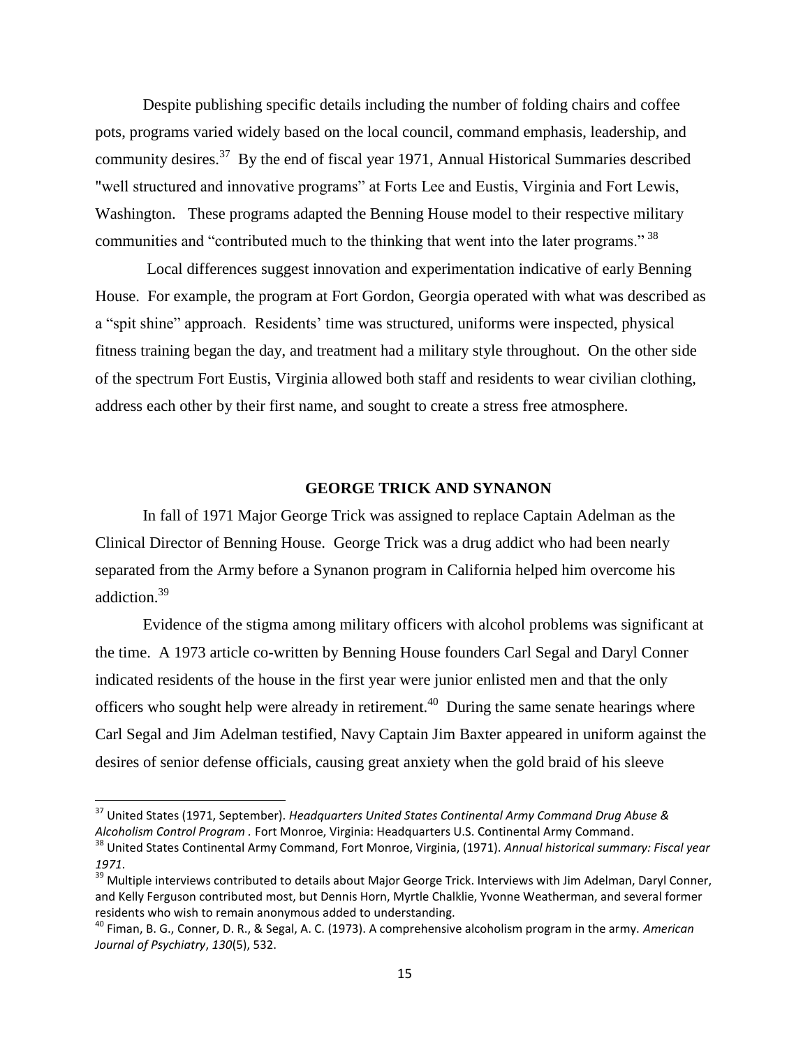Despite publishing specific details including the number of folding chairs and coffee pots, programs varied widely based on the local council, command emphasis, leadership, and community desires.[37] By the end of fiscal year 1971, Annual Historical Summaries described "well structured and innovative programs" at Forts Lee and Eustis, Virginia and Fort Lewis, Washington. These programs adapted the Benning House model to their respective military communities and "contributed much to the thinking that went into the later programs." [38]

Local differences suggest innovation and experimentation indicative of early Benning House. For example, the program at Fort Gordon, Georgia operated with what was described as a "spit shine" approach. Residents' time was structured, uniforms were inspected, physical fitness training began the day, and treatment had a military style throughout. On the other side of the spectrum Fort Eustis, Virginia allowed both staff and residents to wear civilian clothing, address each other by their first name, and sought to create a stress free atmosphere.

## GEORGE TRICK AND SYNANON

In fall of 1971 Major George Trick was assigned to replace Captain Adelman as the Clinical Director of Benning House. George Trick was a drug addict who had been nearly separated from the Army before a Synanon program in California helped him overcome his addiction.[39]

Evidence of the stigma among military officers with alcohol problems was significant at the time. A 1973 article co-written by Benning House founders Carl Segal and Daryl Conner indicated residents of the house in the first year were junior enlisted men and that the only officers who sought help were already in retirement.[40] During the same senate hearings where Carl Segal and Jim Adelman testified, Navy Captain Jim Baxter appeared in uniform against the desires of senior defense officials, causing great anxiety when the gold braid of his sleeve

---

[37] United States (1971, September). *Headquarters United States Continental Army Command Drug Abuse & Alcoholism Control Program* . Fort Monroe, Virginia: Headquarters U.S. Continental Army Command.

[38] United States Continental Army Command, Fort Monroe, Virginia, (1971). *Annual historical summary: Fiscal year 1971*.

[39] Multiple interviews contributed to details about Major George Trick. Interviews with Jim Adelman, Daryl Conner, and Kelly Ferguson contributed most, but Dennis Horn, Myrtle Chalklie, Yvonne Weatherman, and several former residents who wish to remain anonymous added to understanding.

[40] Fiman, B. G., Conner, D. R., & Segal, A. C. (1973). A comprehensive alcoholism program in the army. *American Journal of Psychiatry*, *130*(5), 532.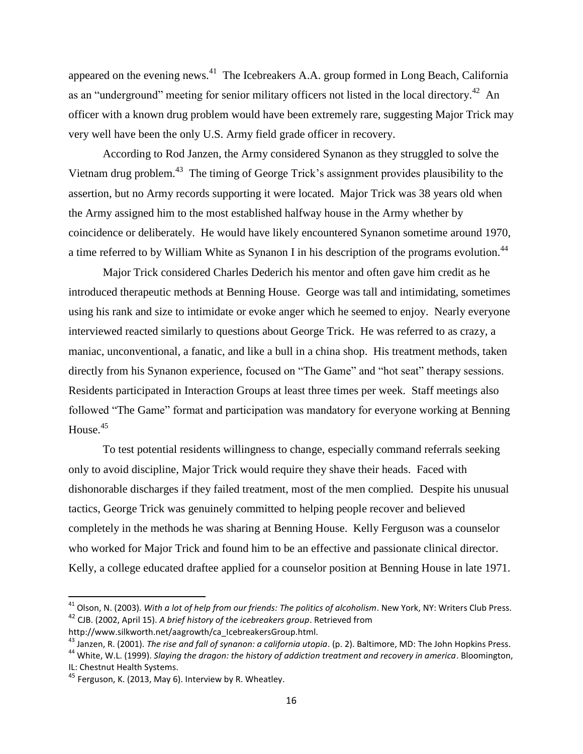appeared on the evening news.[41] The Icebreakers A.A. group formed in Long Beach, California as an "underground" meeting for senior military officers not listed in the local directory.[42] An officer with a known drug problem would have been extremely rare, suggesting Major Trick may very well have been the only U.S. Army field grade officer in recovery.

According to Rod Janzen, the Army considered Synanon as they struggled to solve the Vietnam drug problem.[43] The timing of George Trick's assignment provides plausibility to the assertion, but no Army records supporting it were located. Major Trick was 38 years old when the Army assigned him to the most established halfway house in the Army whether by coincidence or deliberately. He would have likely encountered Synanon sometime around 1970, a time referred to by William White as Synanon I in his description of the programs evolution.[44]

Major Trick considered Charles Dederich his mentor and often gave him credit as he introduced therapeutic methods at Benning House. George was tall and intimidating, sometimes using his rank and size to intimidate or evoke anger which he seemed to enjoy. Nearly everyone interviewed reacted similarly to questions about George Trick. He was referred to as crazy, a maniac, unconventional, a fanatic, and like a bull in a china shop. His treatment methods, taken directly from his Synanon experience, focused on "The Game" and "hot seat" therapy sessions. Residents participated in Interaction Groups at least three times per week. Staff meetings also followed "The Game" format and participation was mandatory for everyone working at Benning House.[45]

To test potential residents willingness to change, especially command referrals seeking only to avoid discipline, Major Trick would require they shave their heads. Faced with dishonorable discharges if they failed treatment, most of the men complied. Despite his unusual tactics, George Trick was genuinely committed to helping people recover and believed completely in the methods he was sharing at Benning House. Kelly Ferguson was a counselor who worked for Major Trick and found him to be an effective and passionate clinical director. Kelly, a college educated draftee applied for a counselor position at Benning House in late 1971.

---

[41] Olson, N. (2003). *With a lot of help from our friends: The politics of alcoholism*. New York, NY: Writers Club Press.

[42] CJB. (2002, April 15). *A brief history of the icebreakers group*. Retrieved from http://www.silkworth.net/aagrowth/ca_IcebreakersGroup.html.

[43] Janzen, R. (2001). *The rise and fall of synanon: a california utopia*. (p. 2). Baltimore, MD: The John Hopkins Press.

[44] White, W.L. (1999). *Slaying the dragon: the history of addiction treatment and recovery in america*. Bloomington, IL: Chestnut Health Systems.

[45] Ferguson, K. (2013, May 6). Interview by R. Wheatley.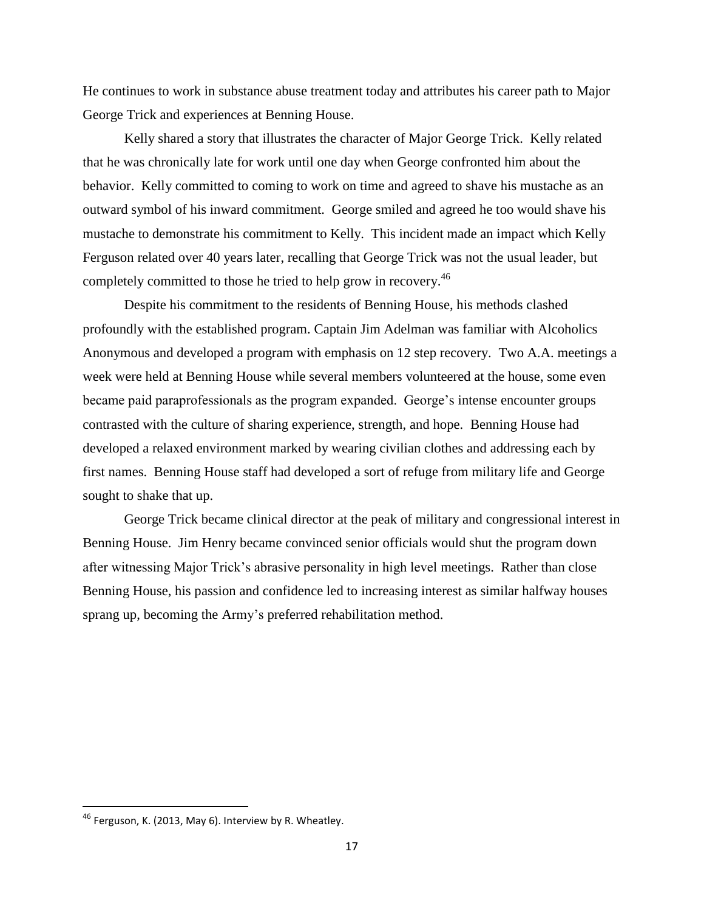He continues to work in substance abuse treatment today and attributes his career path to Major George Trick and experiences at Benning House.

Kelly shared a story that illustrates the character of Major George Trick. Kelly related that he was chronically late for work until one day when George confronted him about the behavior. Kelly committed to coming to work on time and agreed to shave his mustache as an outward symbol of his inward commitment. George smiled and agreed he too would shave his mustache to demonstrate his commitment to Kelly. This incident made an impact which Kelly Ferguson related over 40 years later, recalling that George Trick was not the usual leader, but completely committed to those he tried to help grow in recovery.[46]

Despite his commitment to the residents of Benning House, his methods clashed profoundly with the established program. Captain Jim Adelman was familiar with Alcoholics Anonymous and developed a program with emphasis on 12 step recovery. Two A.A. meetings a week were held at Benning House while several members volunteered at the house, some even became paid paraprofessionals as the program expanded. George's intense encounter groups contrasted with the culture of sharing experience, strength, and hope. Benning House had developed a relaxed environment marked by wearing civilian clothes and addressing each by first names. Benning House staff had developed a sort of refuge from military life and George sought to shake that up.

George Trick became clinical director at the peak of military and congressional interest in Benning House. Jim Henry became convinced senior officials would shut the program down after witnessing Major Trick's abrasive personality in high level meetings. Rather than close Benning House, his passion and confidence led to increasing interest as similar halfway houses sprang up, becoming the Army's preferred rehabilitation method.

---

[46] Ferguson, K. (2013, May 6). Interview by R. Wheatley.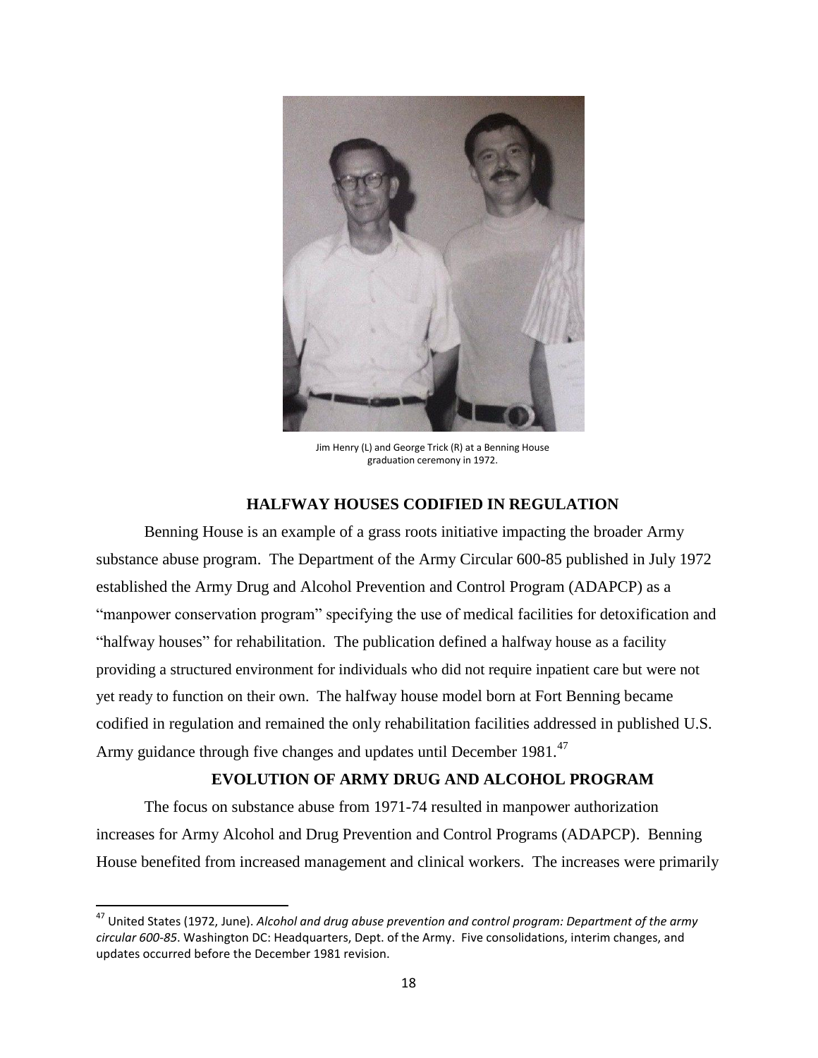Jim Henry (L) and George Trick (R) at a Benning House graduation ceremony in 1972.

## HALFWAY HOUSES CODIFIED IN REGULATION

Benning House is an example of a grass roots initiative impacting the broader Army substance abuse program. The Department of the Army Circular 600-85 published in July 1972 established the Army Drug and Alcohol Prevention and Control Program (ADAPCP) as a "manpower conservation program" specifying the use of medical facilities for detoxification and "halfway houses" for rehabilitation. The publication defined a halfway house as a facility providing a structured environment for individuals who did not require inpatient care but were not yet ready to function on their own. The halfway house model born at Fort Benning became codified in regulation and remained the only rehabilitation facilities addressed in published U.S. Army guidance through five changes and updates until December 1981.[47]

## EVOLUTION OF ARMY DRUG AND ALCOHOL PROGRAM

The focus on substance abuse from 1971-74 resulted in manpower authorization increases for Army Alcohol and Drug Prevention and Control Programs (ADAPCP). Benning House benefited from increased management and clinical workers. The increases were primarily

---

[47] United States (1972, June). *Alcohol and drug abuse prevention and control program: Department of the army circular 600-85*. Washington DC: Headquarters, Dept. of the Army. Five consolidations, interim changes, and updates occurred before the December 1981 revision.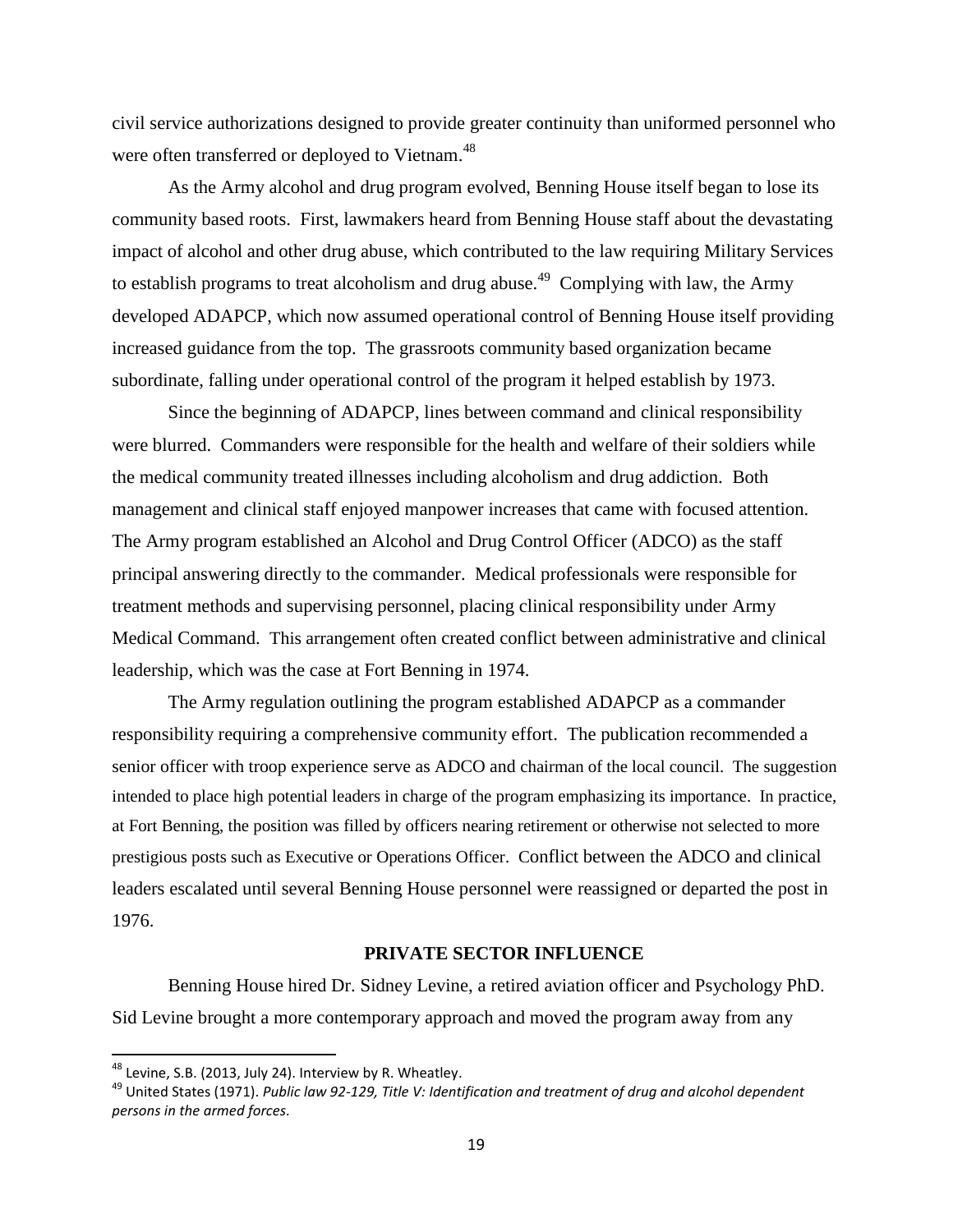civil service authorizations designed to provide greater continuity than uniformed personnel who were often transferred or deployed to Vietnam.[48]

As the Army alcohol and drug program evolved, Benning House itself began to lose its community based roots. First, lawmakers heard from Benning House staff about the devastating impact of alcohol and other drug abuse, which contributed to the law requiring Military Services to establish programs to treat alcoholism and drug abuse.[49] Complying with law, the Army developed ADAPCP, which now assumed operational control of Benning House itself providing increased guidance from the top. The grassroots community based organization became subordinate, falling under operational control of the program it helped establish by 1973.

Since the beginning of ADAPCP, lines between command and clinical responsibility were blurred. Commanders were responsible for the health and welfare of their soldiers while the medical community treated illnesses including alcoholism and drug addiction. Both management and clinical staff enjoyed manpower increases that came with focused attention. The Army program established an Alcohol and Drug Control Officer (ADCO) as the staff principal answering directly to the commander. Medical professionals were responsible for treatment methods and supervising personnel, placing clinical responsibility under Army Medical Command. This arrangement often created conflict between administrative and clinical leadership, which was the case at Fort Benning in 1974.

The Army regulation outlining the program established ADAPCP as a commander responsibility requiring a comprehensive community effort. The publication recommended a senior officer with troop experience serve as ADCO and chairman of the local council. The suggestion intended to place high potential leaders in charge of the program emphasizing its importance. In practice, at Fort Benning, the position was filled by officers nearing retirement or otherwise not selected to more prestigious posts such as Executive or Operations Officer. Conflict between the ADCO and clinical leaders escalated until several Benning House personnel were reassigned or departed the post in 1976.

## PRIVATE SECTOR INFLUENCE

Benning House hired Dr. Sidney Levine, a retired aviation officer and Psychology PhD. Sid Levine brought a more contemporary approach and moved the program away from any

---

[48] Levine, S.B. (2013, July 24). Interview by R. Wheatley.

[49] United States (1971). *Public law 92-129, Title V: Identification and treatment of drug and alcohol dependent persons in the armed forces.*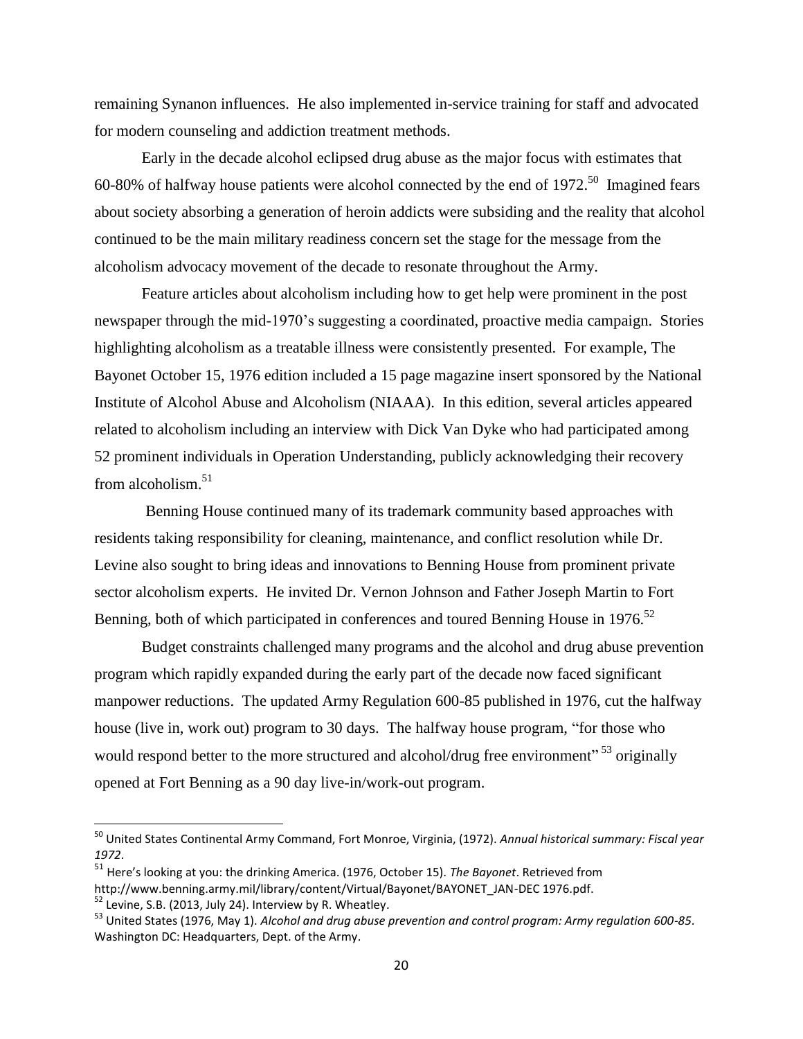remaining Synanon influences. He also implemented in-service training for staff and advocated for modern counseling and addiction treatment methods.

Early in the decade alcohol eclipsed drug abuse as the major focus with estimates that 60-80% of halfway house patients were alcohol connected by the end of 1972.[50] Imagined fears about society absorbing a generation of heroin addicts were subsiding and the reality that alcohol continued to be the main military readiness concern set the stage for the message from the alcoholism advocacy movement of the decade to resonate throughout the Army.

Feature articles about alcoholism including how to get help were prominent in the post newspaper through the mid-1970's suggesting a coordinated, proactive media campaign. Stories highlighting alcoholism as a treatable illness were consistently presented. For example, The Bayonet October 15, 1976 edition included a 15 page magazine insert sponsored by the National Institute of Alcohol Abuse and Alcoholism (NIAAA). In this edition, several articles appeared related to alcoholism including an interview with Dick Van Dyke who had participated among 52 prominent individuals in Operation Understanding, publicly acknowledging their recovery from alcoholism.[51]

Benning House continued many of its trademark community based approaches with residents taking responsibility for cleaning, maintenance, and conflict resolution while Dr. Levine also sought to bring ideas and innovations to Benning House from prominent private sector alcoholism experts. He invited Dr. Vernon Johnson and Father Joseph Martin to Fort Benning, both of which participated in conferences and toured Benning House in 1976.[52]

Budget constraints challenged many programs and the alcohol and drug abuse prevention program which rapidly expanded during the early part of the decade now faced significant manpower reductions. The updated Army Regulation 600-85 published in 1976, cut the halfway house (live in, work out) program to 30 days. The halfway house program, "for those who would respond better to the more structured and alcohol/drug free environment" [53] originally opened at Fort Benning as a 90 day live-in/work-out program.

---

[50] United States Continental Army Command, Fort Monroe, Virginia, (1972). *Annual historical summary: Fiscal year 1972*.

[51] Here's looking at you: the drinking America. (1976, October 15). *The Bayonet*. Retrieved from http://www.benning.army.mil/library/content/Virtual/Bayonet/BAYONET_JAN-DEC 1976.pdf.

[52] Levine, S.B. (2013, July 24). Interview by R. Wheatley.

[53] United States (1976, May 1). *Alcohol and drug abuse prevention and control program: Army regulation 600-85*. Washington DC: Headquarters, Dept. of the Army.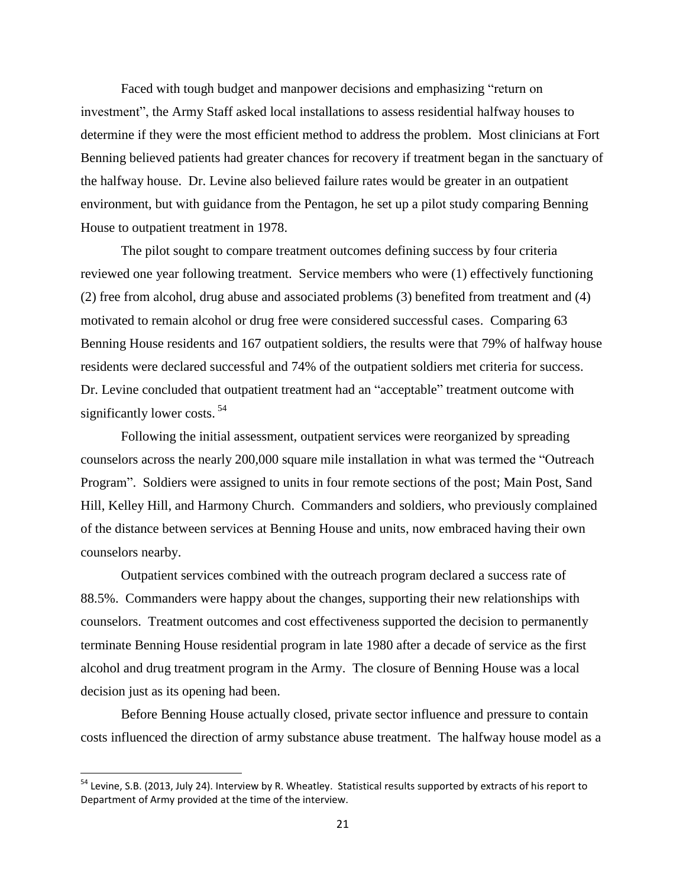Faced with tough budget and manpower decisions and emphasizing "return on investment", the Army Staff asked local installations to assess residential halfway houses to determine if they were the most efficient method to address the problem. Most clinicians at Fort Benning believed patients had greater chances for recovery if treatment began in the sanctuary of the halfway house. Dr. Levine also believed failure rates would be greater in an outpatient environment, but with guidance from the Pentagon, he set up a pilot study comparing Benning House to outpatient treatment in 1978.

The pilot sought to compare treatment outcomes defining success by four criteria reviewed one year following treatment. Service members who were (1) effectively functioning (2) free from alcohol, drug abuse and associated problems (3) benefited from treatment and (4) motivated to remain alcohol or drug free were considered successful cases. Comparing 63 Benning House residents and 167 outpatient soldiers, the results were that 79% of halfway house residents were declared successful and 74% of the outpatient soldiers met criteria for success. Dr. Levine concluded that outpatient treatment had an "acceptable" treatment outcome with significantly lower costs. [54]

Following the initial assessment, outpatient services were reorganized by spreading counselors across the nearly 200,000 square mile installation in what was termed the "Outreach Program". Soldiers were assigned to units in four remote sections of the post; Main Post, Sand Hill, Kelley Hill, and Harmony Church. Commanders and soldiers, who previously complained of the distance between services at Benning House and units, now embraced having their own counselors nearby.

Outpatient services combined with the outreach program declared a success rate of 88.5%. Commanders were happy about the changes, supporting their new relationships with counselors. Treatment outcomes and cost effectiveness supported the decision to permanently terminate Benning House residential program in late 1980 after a decade of service as the first alcohol and drug treatment program in the Army. The closure of Benning House was a local decision just as its opening had been.

Before Benning House actually closed, private sector influence and pressure to contain costs influenced the direction of army substance abuse treatment. The halfway house model as a

---

[54] Levine, S.B. (2013, July 24). Interview by R. Wheatley. Statistical results supported by extracts of his report to Department of Army provided at the time of the interview.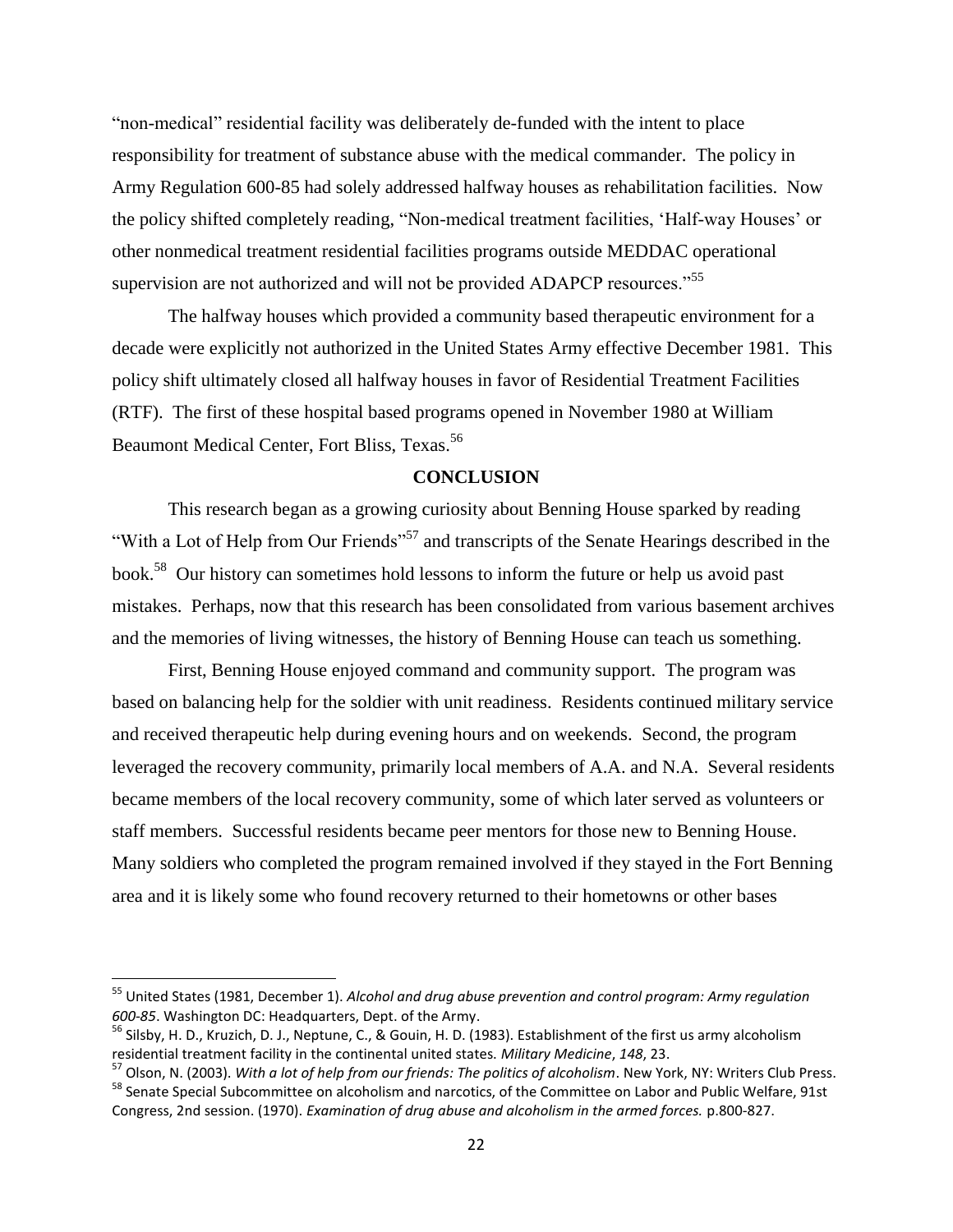"non-medical" residential facility was deliberately de-funded with the intent to place responsibility for treatment of substance abuse with the medical commander. The policy in Army Regulation 600-85 had solely addressed halfway houses as rehabilitation facilities. Now the policy shifted completely reading, "Non-medical treatment facilities, 'Half-way Houses' or other nonmedical treatment residential facilities programs outside MEDDAC operational supervision are not authorized and will not be provided ADAPCP resources."[55]

The halfway houses which provided a community based therapeutic environment for a decade were explicitly not authorized in the United States Army effective December 1981. This policy shift ultimately closed all halfway houses in favor of Residential Treatment Facilities (RTF). The first of these hospital based programs opened in November 1980 at William Beaumont Medical Center, Fort Bliss, Texas.[56]

## CONCLUSION

This research began as a growing curiosity about Benning House sparked by reading "With a Lot of Help from Our Friends"[57] and transcripts of the Senate Hearings described in the book.[58] Our history can sometimes hold lessons to inform the future or help us avoid past mistakes. Perhaps, now that this research has been consolidated from various basement archives and the memories of living witnesses, the history of Benning House can teach us something.

First, Benning House enjoyed command and community support. The program was based on balancing help for the soldier with unit readiness. Residents continued military service and received therapeutic help during evening hours and on weekends. Second, the program leveraged the recovery community, primarily local members of A.A. and N.A. Several residents became members of the local recovery community, some of which later served as volunteers or staff members. Successful residents became peer mentors for those new to Benning House. Many soldiers who completed the program remained involved if they stayed in the Fort Benning area and it is likely some who found recovery returned to their hometowns or other bases

---

[55] United States (1981, December 1). *Alcohol and drug abuse prevention and control program: Army regulation 600-85*. Washington DC: Headquarters, Dept. of the Army.

[56] Silsby, H. D., Kruzich, D. J., Neptune, C., & Gouin, H. D. (1983). Establishment of the first us army alcoholism residential treatment facility in the continental united states. *Military Medicine*, *148*, 23.

[57] Olson, N. (2003). *With a lot of help from our friends: The politics of alcoholism*. New York, NY: Writers Club Press.

[58] Senate Special Subcommittee on alcoholism and narcotics, of the Committee on Labor and Public Welfare, 91st Congress, 2nd session. (1970). *Examination of drug abuse and alcoholism in the armed forces.* p.800-827.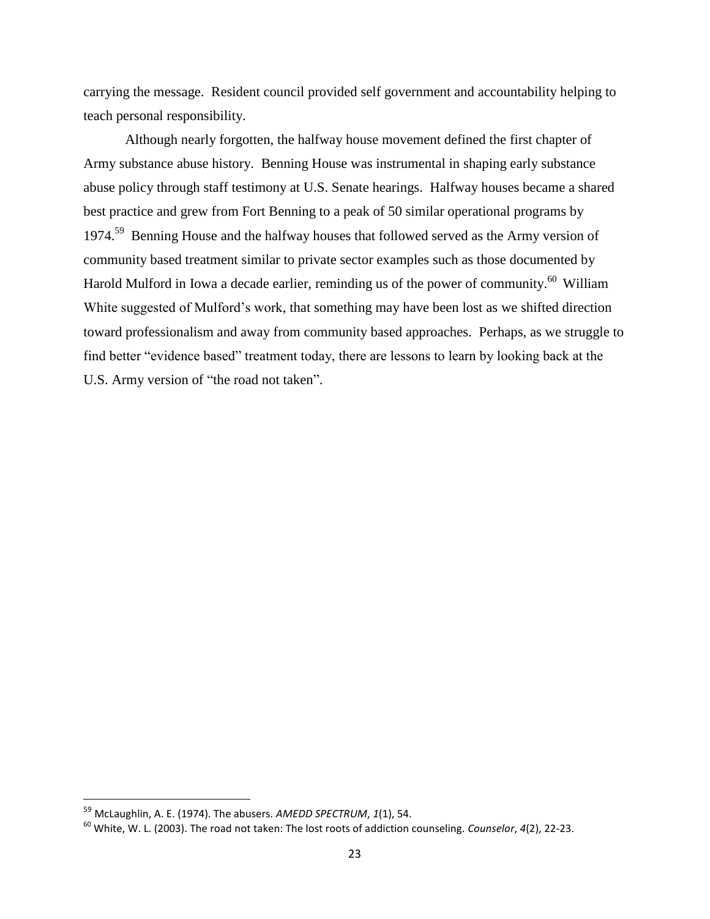carrying the message. Resident council provided self government and accountability helping to teach personal responsibility.

Although nearly forgotten, the halfway house movement defined the first chapter of Army substance abuse history. Benning House was instrumental in shaping early substance abuse policy through staff testimony at U.S. Senate hearings. Halfway houses became a shared best practice and grew from Fort Benning to a peak of 50 similar operational programs by 1974.[59] Benning House and the halfway houses that followed served as the Army version of community based treatment similar to private sector examples such as those documented by Harold Mulford in Iowa a decade earlier, reminding us of the power of community.[60] William White suggested of Mulford's work, that something may have been lost as we shifted direction toward professionalism and away from community based approaches. Perhaps, as we struggle to find better "evidence based" treatment today, there are lessons to learn by looking back at the U.S. Army version of "the road not taken".

---

[59] McLaughlin, A. E. (1974). The abusers. *AMEDD SPECTRUM*, *1*(1), 54.

[60] White, W. L. (2003). The road not taken: The lost roots of addiction counseling. *Counselor*, *4*(2), 22-23.